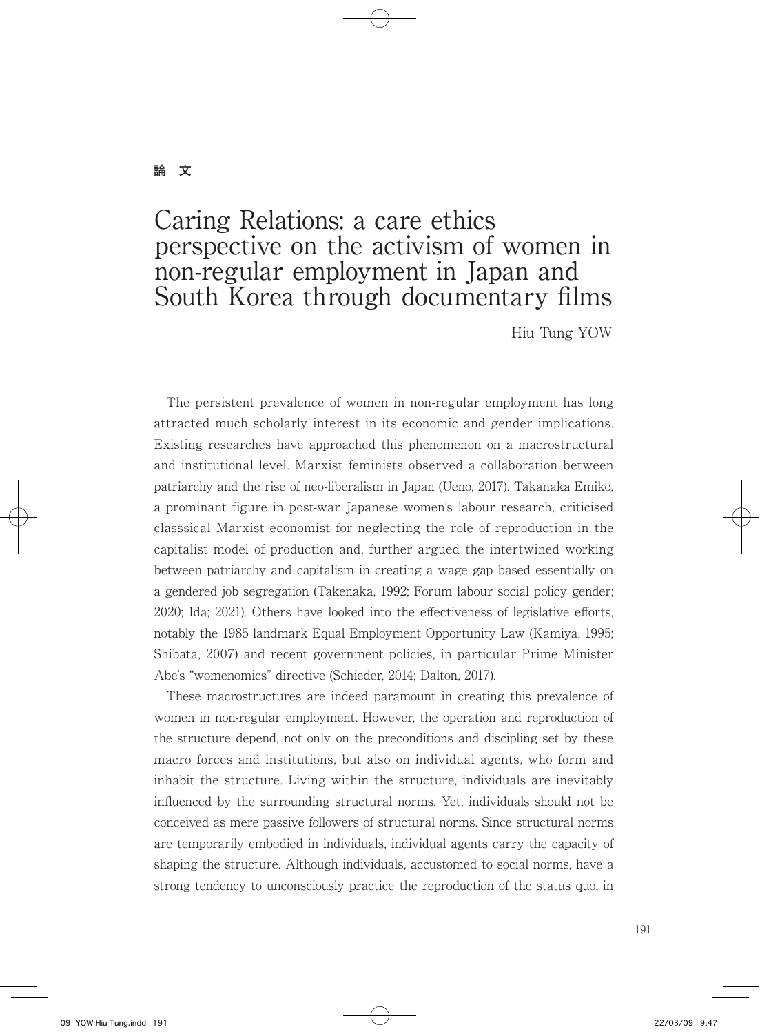論　文

# Caring Relations: a care ethics perspective on the activism of women in non-regular employment in Japan and South Korea through documentary films

Hiu Tung YOW

The persistent prevalence of women in non-regular employment has long attracted much scholarly interest in its economic and gender implications. Existing researches have approached this phenomenon on a macrostructural and institutional level. Marxist feminists observed a collaboration between patriarchy and the rise of neo-liberalism in Japan (Ueno, 2017). Takanaka Emiko, a prominant figure in post-war Japanese women's labour research, criticised classsical Marxist economist for neglecting the role of reproduction in the capitalist model of production and, further argued the intertwined working between patriarchy and capitalism in creating a wage gap based essentially on a gendered job segregation (Takenaka, 1992; Forum labour social policy gender; 2020; Ida; 2021). Others have looked into the effectiveness of legislative efforts, notably the 1985 landmark Equal Employment Opportunity Law (Kamiya, 1995; Shibata, 2007) and recent government policies, in particular Prime Minister Abe's "womenomics" directive (Schieder, 2014; Dalton, 2017).

These macrostructures are indeed paramount in creating this prevalence of women in non-regular employment. However, the operation and reproduction of the structure depend, not only on the preconditions and discipling set by these macro forces and institutions, but also on individual agents, who form and inhabit the structure. Living within the structure, individuals are inevitably influenced by the surrounding structural norms. Yet, individuals should not be conceived as mere passive followers of structural norms. Since structural norms are temporarily embodied in individuals, individual agents carry the capacity of shaping the structure. Although individuals, accustomed to social norms, have a strong tendency to unconsciously practice the reproduction of the status quo, in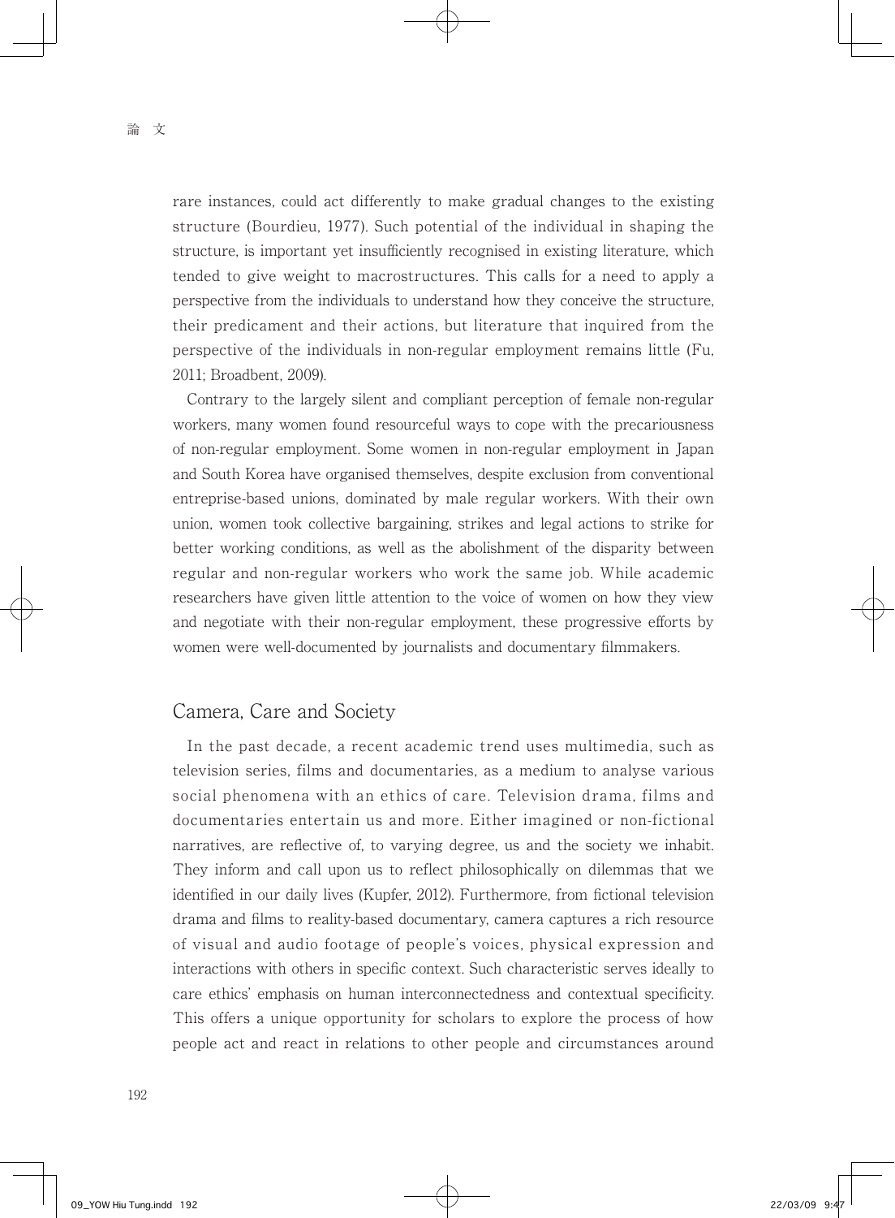rare instances, could act differently to make gradual changes to the existing structure (Bourdieu, 1977). Such potential of the individual in shaping the structure, is important yet insufficiently recognised in existing literature, which tended to give weight to macrostructures. This calls for a need to apply a perspective from the individuals to understand how they conceive the structure, their predicament and their actions, but literature that inquired from the perspective of the individuals in non-regular employment remains little (Fu, 2011; Broadbent, 2009).

Contrary to the largely silent and compliant perception of female non-regular workers, many women found resourceful ways to cope with the precariousness of non-regular employment. Some women in non-regular employment in Japan and South Korea have organised themselves, despite exclusion from conventional entreprise-based unions, dominated by male regular workers. With their own union, women took collective bargaining, strikes and legal actions to strike for better working conditions, as well as the abolishment of the disparity between regular and non-regular workers who work the same job. While academic researchers have given little attention to the voice of women on how they view and negotiate with their non-regular employment, these progressive efforts by women were well-documented by journalists and documentary filmmakers.

## Camera, Care and Society

In the past decade, a recent academic trend uses multimedia, such as television series, films and documentaries, as a medium to analyse various social phenomena with an ethics of care. Television drama, films and documentaries entertain us and more. Either imagined or non-fictional narratives, are reflective of, to varying degree, us and the society we inhabit. They inform and call upon us to reflect philosophically on dilemmas that we identified in our daily lives (Kupfer, 2012). Furthermore, from fictional television drama and films to reality-based documentary, camera captures a rich resource of visual and audio footage of people's voices, physical expression and interactions with others in specific context. Such characteristic serves ideally to care ethics' emphasis on human interconnectedness and contextual specificity. This offers a unique opportunity for scholars to explore the process of how people act and react in relations to other people and circumstances around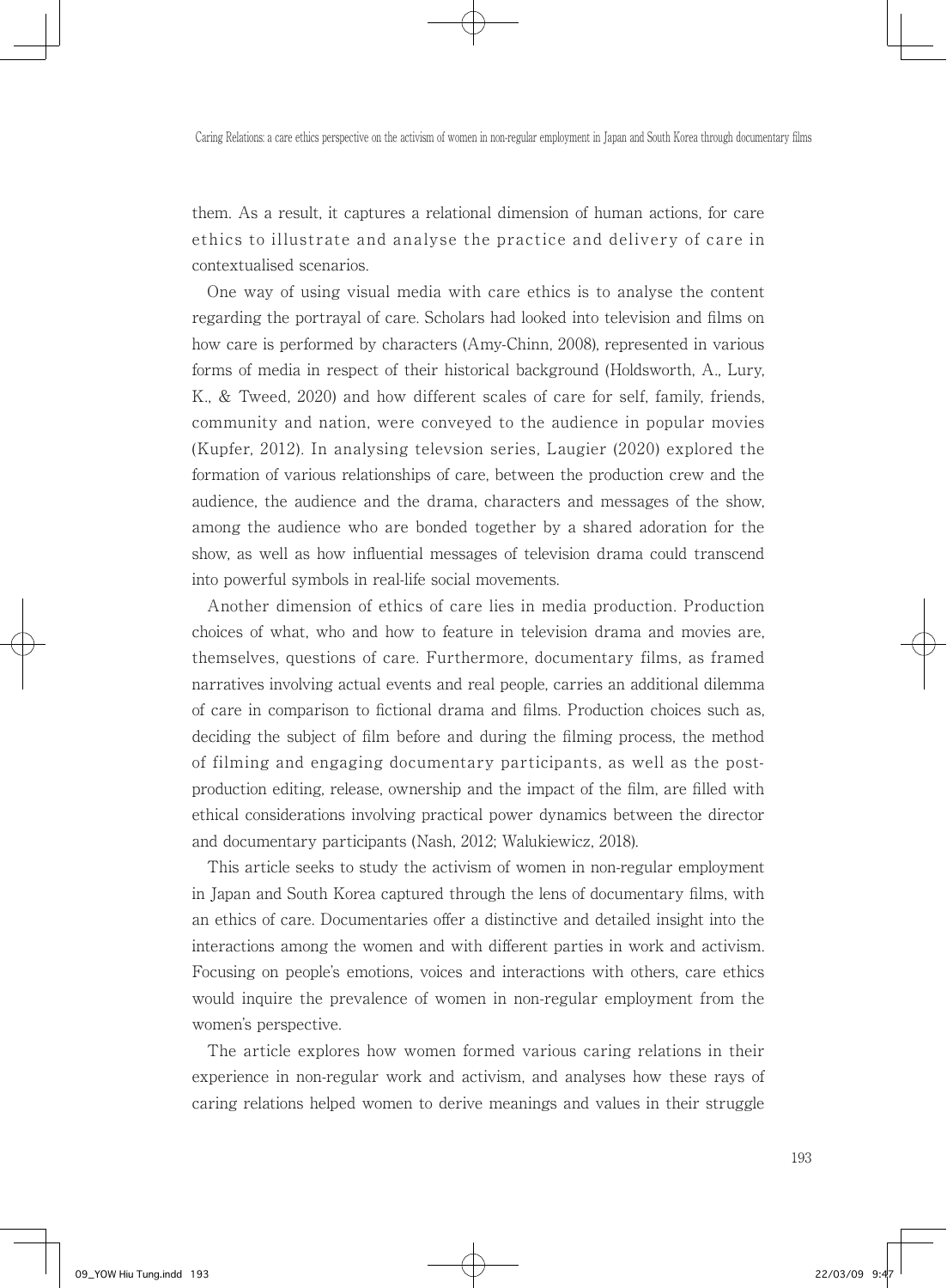them. As a result, it captures a relational dimension of human actions, for care ethics to illustrate and analyse the practice and delivery of care in contextualised scenarios.

One way of using visual media with care ethics is to analyse the content regarding the portrayal of care. Scholars had looked into television and films on how care is performed by characters (Amy-Chinn, 2008), represented in various forms of media in respect of their historical background (Holdsworth, A., Lury, K., & Tweed, 2020) and how different scales of care for self, family, friends, community and nation, were conveyed to the audience in popular movies (Kupfer, 2012). In analysing televsion series, Laugier (2020) explored the formation of various relationships of care, between the production crew and the audience, the audience and the drama, characters and messages of the show, among the audience who are bonded together by a shared adoration for the show, as well as how influential messages of television drama could transcend into powerful symbols in real-life social movements.

Another dimension of ethics of care lies in media production. Production choices of what, who and how to feature in television drama and movies are, themselves, questions of care. Furthermore, documentary films, as framed narratives involving actual events and real people, carries an additional dilemma of care in comparison to fictional drama and films. Production choices such as, deciding the subject of film before and during the filming process, the method of filming and engaging documentary participants, as well as the post-production editing, release, ownership and the impact of the film, are filled with ethical considerations involving practical power dynamics between the director and documentary participants (Nash, 2012; Walukiewicz, 2018).

This article seeks to study the activism of women in non-regular employment in Japan and South Korea captured through the lens of documentary films, with an ethics of care. Documentaries offer a distinctive and detailed insight into the interactions among the women and with different parties in work and activism. Focusing on people's emotions, voices and interactions with others, care ethics would inquire the prevalence of women in non-regular employment from the women's perspective.

The article explores how women formed various caring relations in their experience in non-regular work and activism, and analyses how these rays of caring relations helped women to derive meanings and values in their struggle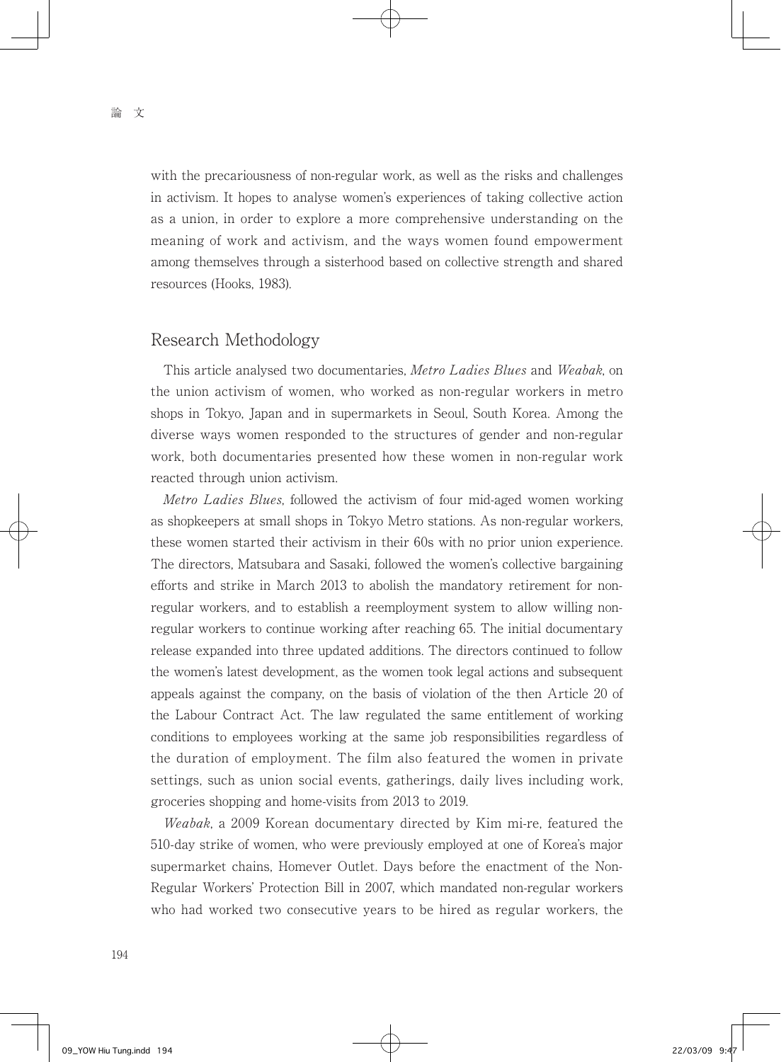with the precariousness of non-regular work, as well as the risks and challenges in activism. It hopes to analyse women's experiences of taking collective action as a union, in order to explore a more comprehensive understanding on the meaning of work and activism, and the ways women found empowerment among themselves through a sisterhood based on collective strength and shared resources (Hooks, 1983).

## Research Methodology

This article analysed two documentaries, *Metro Ladies Blues* and *Weabak*, on the union activism of women, who worked as non-regular workers in metro shops in Tokyo, Japan and in supermarkets in Seoul, South Korea. Among the diverse ways women responded to the structures of gender and non-regular work, both documentaries presented how these women in non-regular work reacted through union activism.

*Metro Ladies Blues*, followed the activism of four mid-aged women working as shopkeepers at small shops in Tokyo Metro stations. As non-regular workers, these women started their activism in their 60s with no prior union experience. The directors, Matsubara and Sasaki, followed the women's collective bargaining efforts and strike in March 2013 to abolish the mandatory retirement for non-regular workers, and to establish a reemployment system to allow willing non-regular workers to continue working after reaching 65. The initial documentary release expanded into three updated additions. The directors continued to follow the women's latest development, as the women took legal actions and subsequent appeals against the company, on the basis of violation of the then Article 20 of the Labour Contract Act. The law regulated the same entitlement of working conditions to employees working at the same job responsibilities regardless of the duration of employment. The film also featured the women in private settings, such as union social events, gatherings, daily lives including work, groceries shopping and home-visits from 2013 to 2019.

*Weabak*, a 2009 Korean documentary directed by Kim mi-re, featured the 510-day strike of women, who were previously employed at one of Korea's major supermarket chains, Homever Outlet. Days before the enactment of the Non-Regular Workers' Protection Bill in 2007, which mandated non-regular workers who had worked two consecutive years to be hired as regular workers, the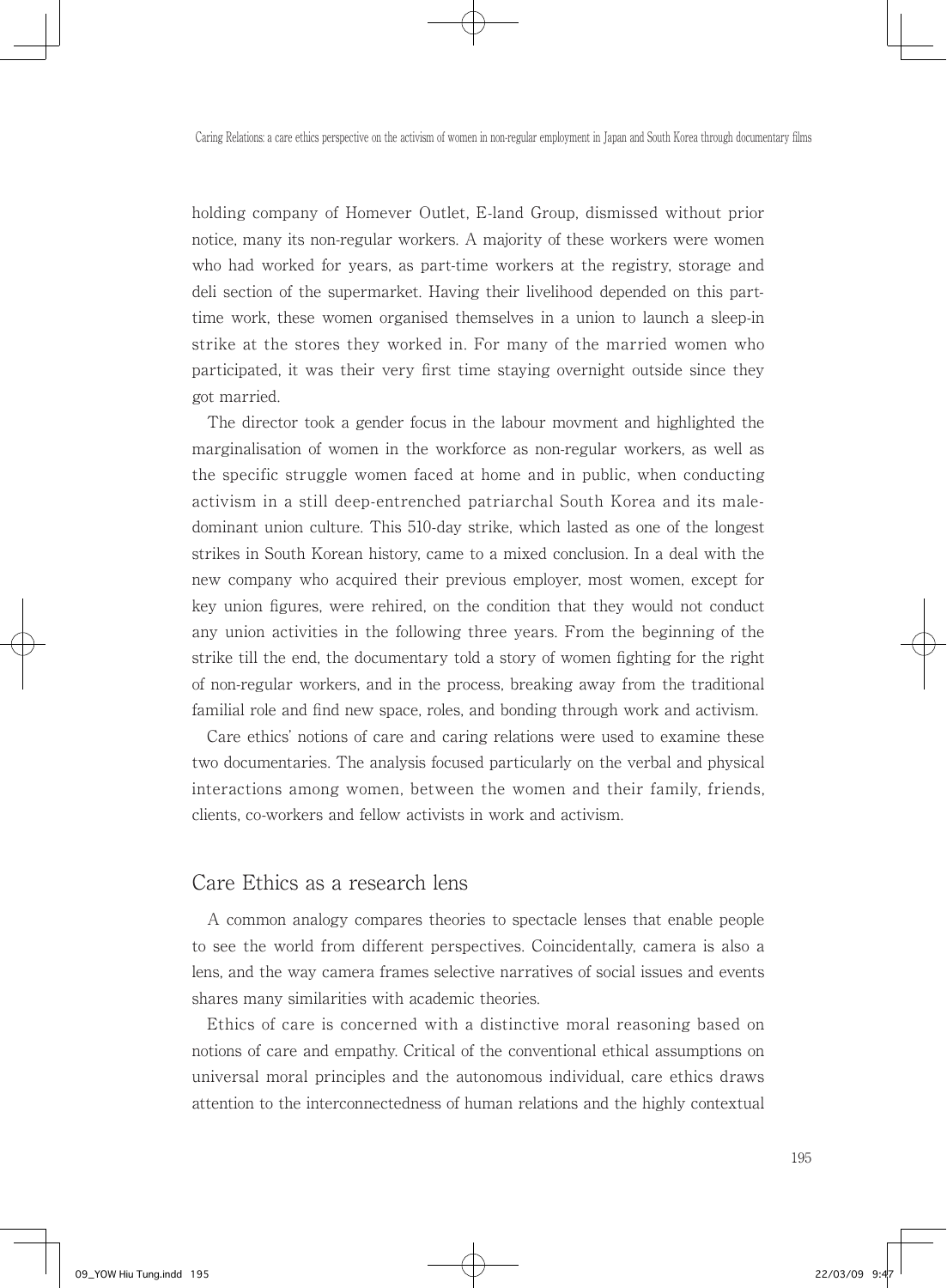holding company of Homever Outlet, E-land Group, dismissed without prior notice, many its non-regular workers. A majority of these workers were women who had worked for years, as part-time workers at the registry, storage and deli section of the supermarket. Having their livelihood depended on this part-time work, these women organised themselves in a union to launch a sleep-in strike at the stores they worked in. For many of the married women who participated, it was their very first time staying overnight outside since they got married.

The director took a gender focus in the labour movment and highlighted the marginalisation of women in the workforce as non-regular workers, as well as the specific struggle women faced at home and in public, when conducting activism in a still deep-entrenched patriarchal South Korea and its male-dominant union culture. This 510-day strike, which lasted as one of the longest strikes in South Korean history, came to a mixed conclusion. In a deal with the new company who acquired their previous employer, most women, except for key union figures, were rehired, on the condition that they would not conduct any union activities in the following three years. From the beginning of the strike till the end, the documentary told a story of women fighting for the right of non-regular workers, and in the process, breaking away from the traditional familial role and find new space, roles, and bonding through work and activism.

Care ethics' notions of care and caring relations were used to examine these two documentaries. The analysis focused particularly on the verbal and physical interactions among women, between the women and their family, friends, clients, co-workers and fellow activists in work and activism.

## Care Ethics as a research lens

A common analogy compares theories to spectacle lenses that enable people to see the world from different perspectives. Coincidentally, camera is also a lens, and the way camera frames selective narratives of social issues and events shares many similarities with academic theories.

Ethics of care is concerned with a distinctive moral reasoning based on notions of care and empathy. Critical of the conventional ethical assumptions on universal moral principles and the autonomous individual, care ethics draws attention to the interconnectedness of human relations and the highly contextual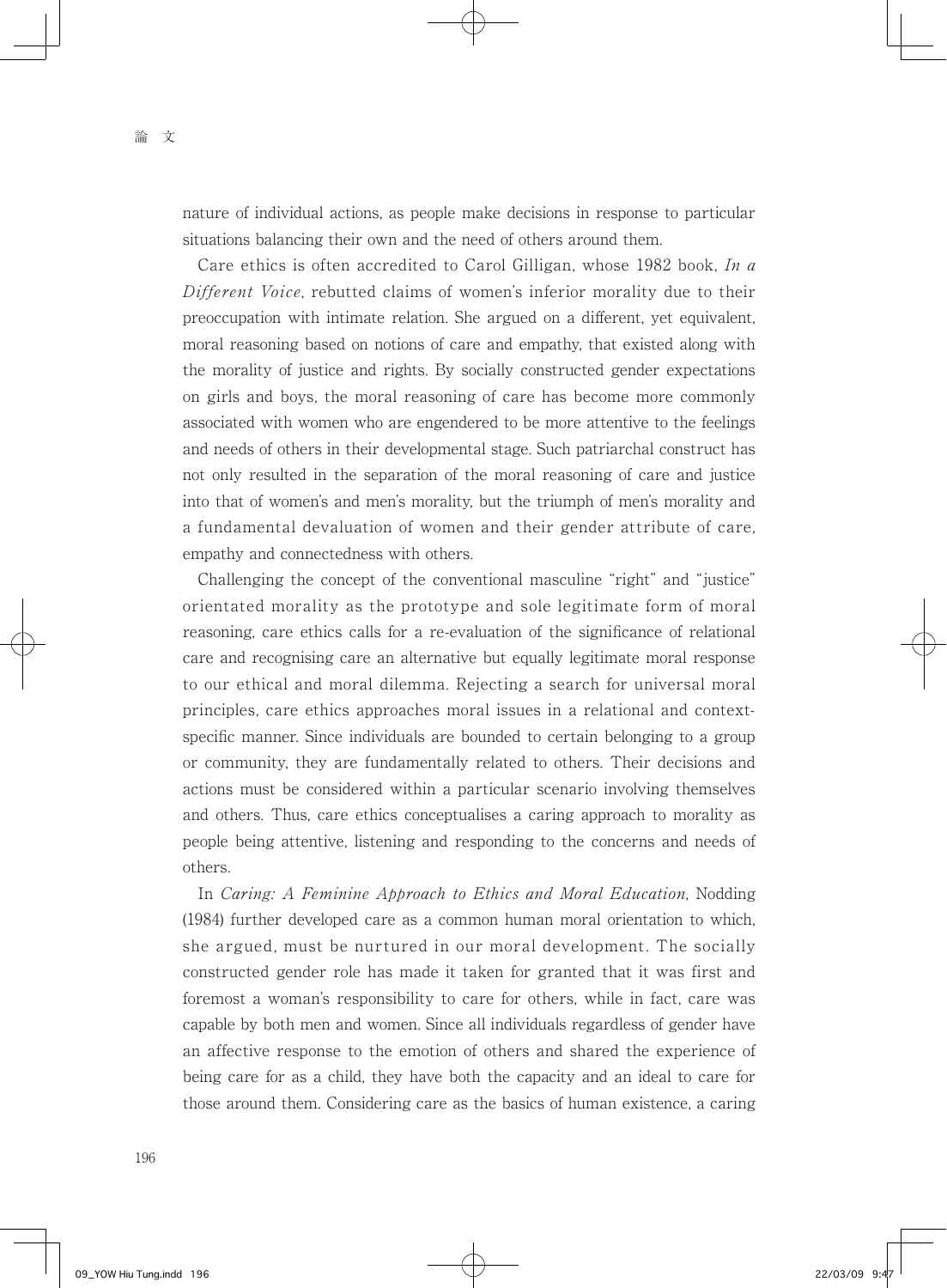nature of individual actions, as people make decisions in response to particular situations balancing their own and the need of others around them.

Care ethics is often accredited to Carol Gilligan, whose 1982 book, *In a Different Voice*, rebutted claims of women's inferior morality due to their preoccupation with intimate relation. She argued on a different, yet equivalent, moral reasoning based on notions of care and empathy, that existed along with the morality of justice and rights. By socially constructed gender expectations on girls and boys, the moral reasoning of care has become more commonly associated with women who are engendered to be more attentive to the feelings and needs of others in their developmental stage. Such patriarchal construct has not only resulted in the separation of the moral reasoning of care and justice into that of women's and men's morality, but the triumph of men's morality and a fundamental devaluation of women and their gender attribute of care, empathy and connectedness with others.

Challenging the concept of the conventional masculine "right" and "justice" orientated morality as the prototype and sole legitimate form of moral reasoning, care ethics calls for a re-evaluation of the significance of relational care and recognising care an alternative but equally legitimate moral response to our ethical and moral dilemma. Rejecting a search for universal moral principles, care ethics approaches moral issues in a relational and context-specific manner. Since individuals are bounded to certain belonging to a group or community, they are fundamentally related to others. Their decisions and actions must be considered within a particular scenario involving themselves and others. Thus, care ethics conceptualises a caring approach to morality as people being attentive, listening and responding to the concerns and needs of others.

In *Caring: A Feminine Approach to Ethics and Moral Education*, Nodding (1984) further developed care as a common human moral orientation to which, she argued, must be nurtured in our moral development. The socially constructed gender role has made it taken for granted that it was first and foremost a woman's responsibility to care for others, while in fact, care was capable by both men and women. Since all individuals regardless of gender have an affective response to the emotion of others and shared the experience of being care for as a child, they have both the capacity and an ideal to care for those around them. Considering care as the basics of human existence, a caring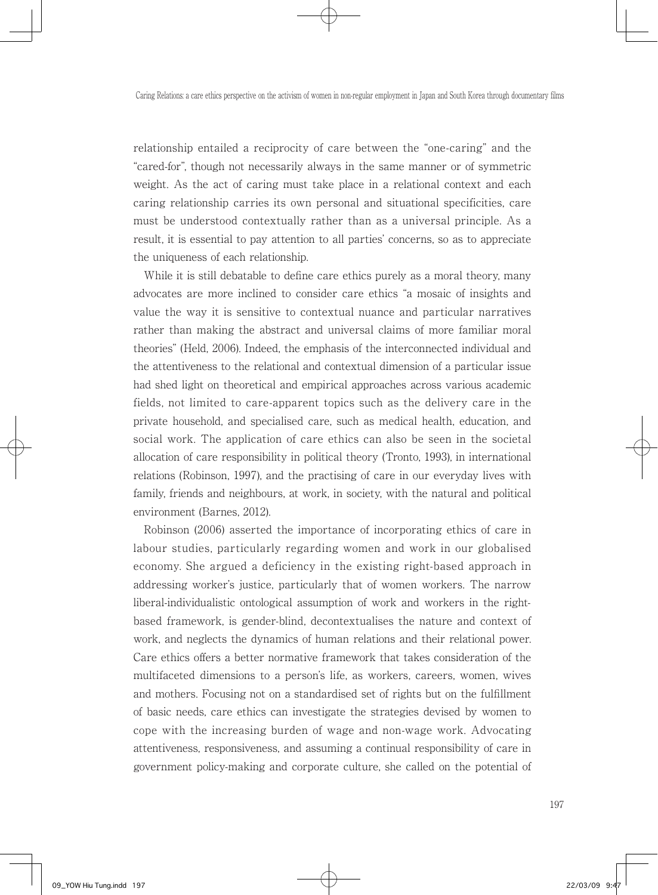relationship entailed a reciprocity of care between the "one-caring" and the "cared-for", though not necessarily always in the same manner or of symmetric weight. As the act of caring must take place in a relational context and each caring relationship carries its own personal and situational specificities, care must be understood contextually rather than as a universal principle. As a result, it is essential to pay attention to all parties' concerns, so as to appreciate the uniqueness of each relationship.

While it is still debatable to define care ethics purely as a moral theory, many advocates are more inclined to consider care ethics "a mosaic of insights and value the way it is sensitive to contextual nuance and particular narratives rather than making the abstract and universal claims of more familiar moral theories" (Held, 2006). Indeed, the emphasis of the interconnected individual and the attentiveness to the relational and contextual dimension of a particular issue had shed light on theoretical and empirical approaches across various academic fields, not limited to care-apparent topics such as the delivery care in the private household, and specialised care, such as medical health, education, and social work. The application of care ethics can also be seen in the societal allocation of care responsibility in political theory (Tronto, 1993), in international relations (Robinson, 1997), and the practising of care in our everyday lives with family, friends and neighbours, at work, in society, with the natural and political environment (Barnes, 2012).

Robinson (2006) asserted the importance of incorporating ethics of care in labour studies, particularly regarding women and work in our globalised economy. She argued a deficiency in the existing right-based approach in addressing worker's justice, particularly that of women workers. The narrow liberal-individualistic ontological assumption of work and workers in the right-based framework, is gender-blind, decontextualises the nature and context of work, and neglects the dynamics of human relations and their relational power. Care ethics offers a better normative framework that takes consideration of the multifaceted dimensions to a person's life, as workers, careers, women, wives and mothers. Focusing not on a standardised set of rights but on the fulfillment of basic needs, care ethics can investigate the strategies devised by women to cope with the increasing burden of wage and non-wage work. Advocating attentiveness, responsiveness, and assuming a continual responsibility of care in government policy-making and corporate culture, she called on the potential of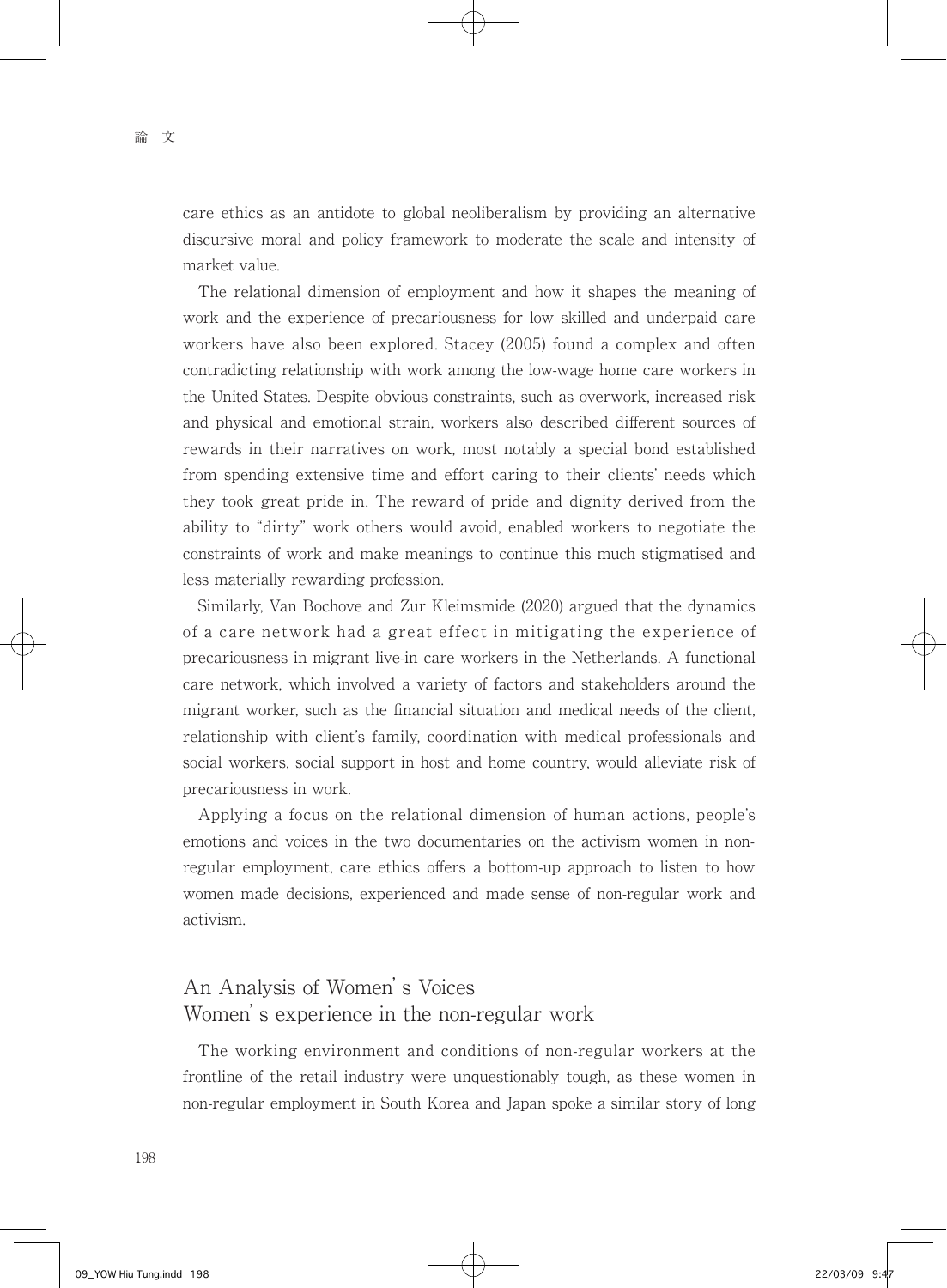care ethics as an antidote to global neoliberalism by providing an alternative discursive moral and policy framework to moderate the scale and intensity of market value.

The relational dimension of employment and how it shapes the meaning of work and the experience of precariousness for low skilled and underpaid care workers have also been explored. Stacey (2005) found a complex and often contradicting relationship with work among the low-wage home care workers in the United States. Despite obvious constraints, such as overwork, increased risk and physical and emotional strain, workers also described different sources of rewards in their narratives on work, most notably a special bond established from spending extensive time and effort caring to their clients' needs which they took great pride in. The reward of pride and dignity derived from the ability to "dirty" work others would avoid, enabled workers to negotiate the constraints of work and make meanings to continue this much stigmatised and less materially rewarding profession.

Similarly, Van Bochove and Zur Kleimsmide (2020) argued that the dynamics of a care network had a great effect in mitigating the experience of precariousness in migrant live-in care workers in the Netherlands. A functional care network, which involved a variety of factors and stakeholders around the migrant worker, such as the financial situation and medical needs of the client, relationship with client's family, coordination with medical professionals and social workers, social support in host and home country, would alleviate risk of precariousness in work.

Applying a focus on the relational dimension of human actions, people's emotions and voices in the two documentaries on the activism women in non-regular employment, care ethics offers a bottom-up approach to listen to how women made decisions, experienced and made sense of non-regular work and activism.

## An Analysis of Women's Voices

### Women's experience in the non-regular work

The working environment and conditions of non-regular workers at the frontline of the retail industry were unquestionably tough, as these women in non-regular employment in South Korea and Japan spoke a similar story of long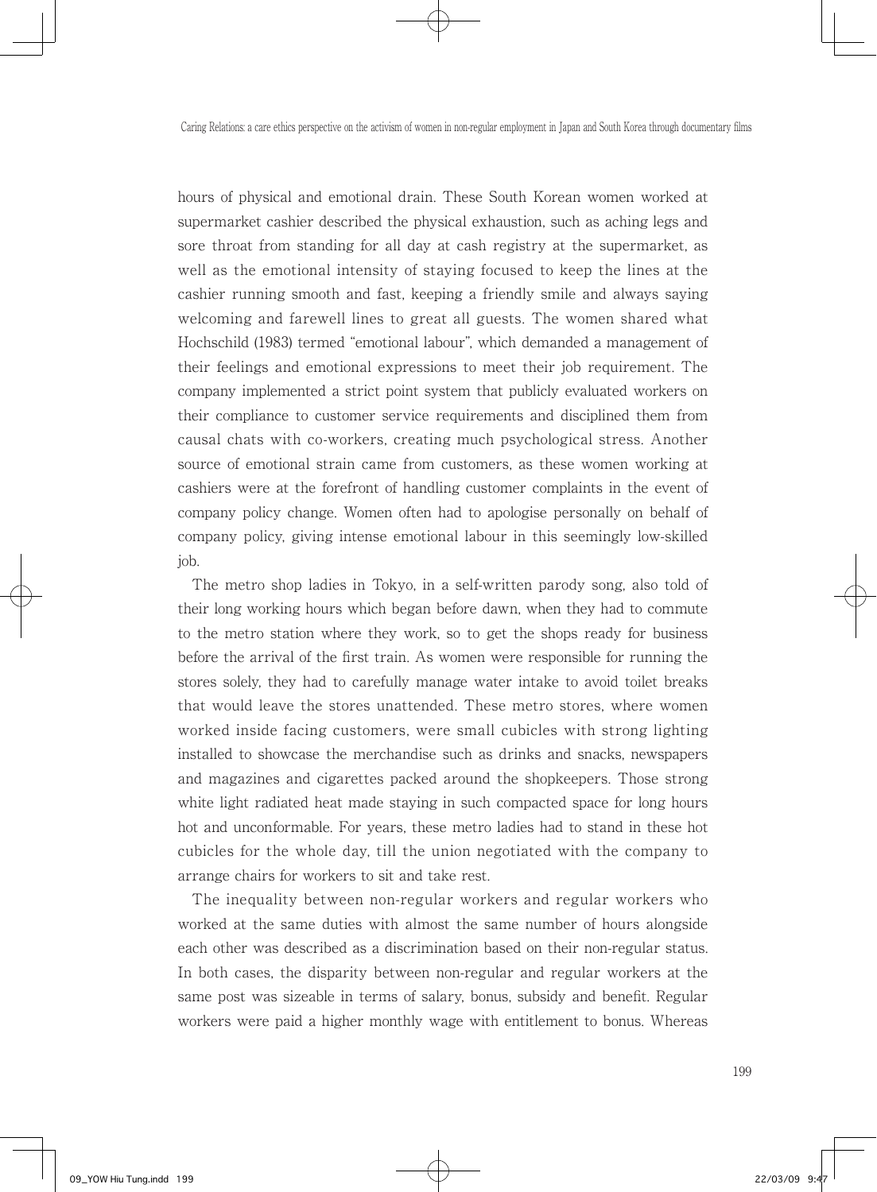hours of physical and emotional drain. These South Korean women worked at supermarket cashier described the physical exhaustion, such as aching legs and sore throat from standing for all day at cash registry at the supermarket, as well as the emotional intensity of staying focused to keep the lines at the cashier running smooth and fast, keeping a friendly smile and always saying welcoming and farewell lines to great all guests. The women shared what Hochschild (1983) termed "emotional labour", which demanded a management of their feelings and emotional expressions to meet their job requirement. The company implemented a strict point system that publicly evaluated workers on their compliance to customer service requirements and disciplined them from causal chats with co-workers, creating much psychological stress. Another source of emotional strain came from customers, as these women working at cashiers were at the forefront of handling customer complaints in the event of company policy change. Women often had to apologise personally on behalf of company policy, giving intense emotional labour in this seemingly low-skilled job.

The metro shop ladies in Tokyo, in a self-written parody song, also told of their long working hours which began before dawn, when they had to commute to the metro station where they work, so to get the shops ready for business before the arrival of the first train. As women were responsible for running the stores solely, they had to carefully manage water intake to avoid toilet breaks that would leave the stores unattended. These metro stores, where women worked inside facing customers, were small cubicles with strong lighting installed to showcase the merchandise such as drinks and snacks, newspapers and magazines and cigarettes packed around the shopkeepers. Those strong white light radiated heat made staying in such compacted space for long hours hot and unconformable. For years, these metro ladies had to stand in these hot cubicles for the whole day, till the union negotiated with the company to arrange chairs for workers to sit and take rest.

The inequality between non-regular workers and regular workers who worked at the same duties with almost the same number of hours alongside each other was described as a discrimination based on their non-regular status. In both cases, the disparity between non-regular and regular workers at the same post was sizeable in terms of salary, bonus, subsidy and benefit. Regular workers were paid a higher monthly wage with entitlement to bonus. Whereas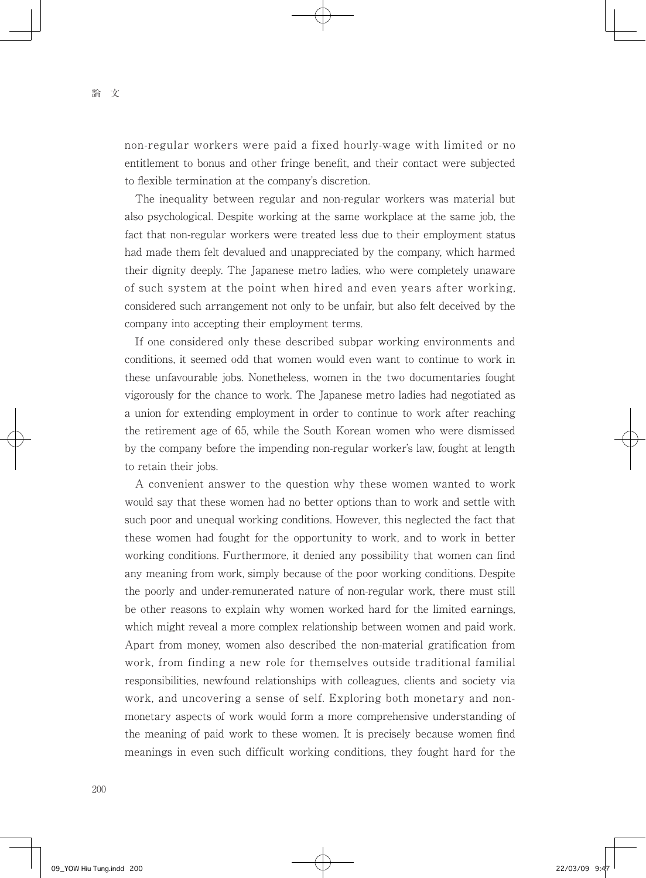non-regular workers were paid a fixed hourly-wage with limited or no entitlement to bonus and other fringe benefit, and their contact were subjected to flexible termination at the company's discretion.

The inequality between regular and non-regular workers was material but also psychological. Despite working at the same workplace at the same job, the fact that non-regular workers were treated less due to their employment status had made them felt devalued and unappreciated by the company, which harmed their dignity deeply. The Japanese metro ladies, who were completely unaware of such system at the point when hired and even years after working, considered such arrangement not only to be unfair, but also felt deceived by the company into accepting their employment terms.

If one considered only these described subpar working environments and conditions, it seemed odd that women would even want to continue to work in these unfavourable jobs. Nonetheless, women in the two documentaries fought vigorously for the chance to work. The Japanese metro ladies had negotiated as a union for extending employment in order to continue to work after reaching the retirement age of 65, while the South Korean women who were dismissed by the company before the impending non-regular worker's law, fought at length to retain their jobs.

A convenient answer to the question why these women wanted to work would say that these women had no better options than to work and settle with such poor and unequal working conditions. However, this neglected the fact that these women had fought for the opportunity to work, and to work in better working conditions. Furthermore, it denied any possibility that women can find any meaning from work, simply because of the poor working conditions. Despite the poorly and under-remunerated nature of non-regular work, there must still be other reasons to explain why women worked hard for the limited earnings, which might reveal a more complex relationship between women and paid work. Apart from money, women also described the non-material gratification from work, from finding a new role for themselves outside traditional familial responsibilities, newfound relationships with colleagues, clients and society via work, and uncovering a sense of self. Exploring both monetary and non-monetary aspects of work would form a more comprehensive understanding of the meaning of paid work to these women. It is precisely because women find meanings in even such difficult working conditions, they fought hard for the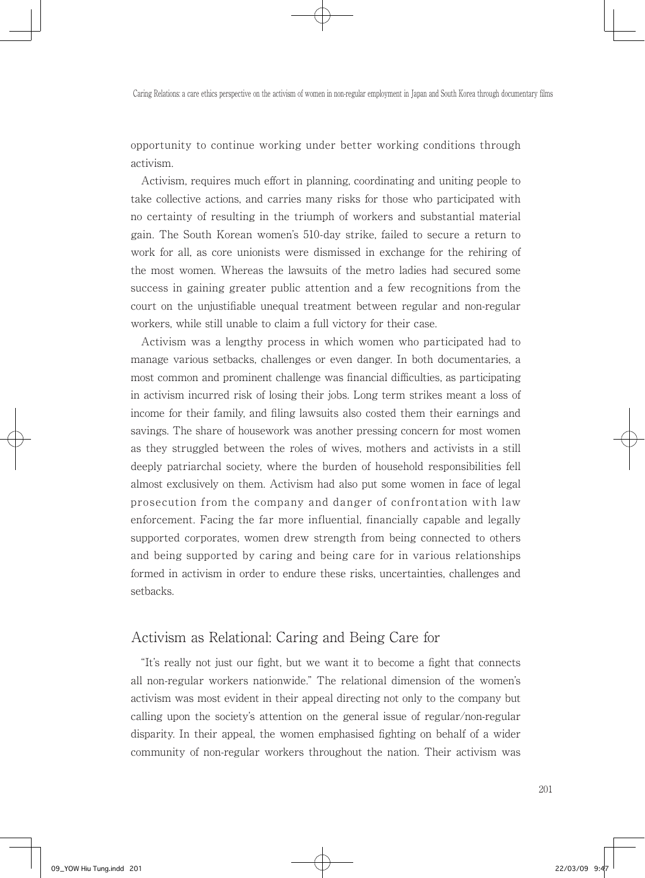opportunity to continue working under better working conditions through activism.

Activism, requires much effort in planning, coordinating and uniting people to take collective actions, and carries many risks for those who participated with no certainty of resulting in the triumph of workers and substantial material gain. The South Korean women's 510-day strike, failed to secure a return to work for all, as core unionists were dismissed in exchange for the rehiring of the most women. Whereas the lawsuits of the metro ladies had secured some success in gaining greater public attention and a few recognitions from the court on the unjustifiable unequal treatment between regular and non-regular workers, while still unable to claim a full victory for their case.

Activism was a lengthy process in which women who participated had to manage various setbacks, challenges or even danger. In both documentaries, a most common and prominent challenge was financial difficulties, as participating in activism incurred risk of losing their jobs. Long term strikes meant a loss of income for their family, and filing lawsuits also costed them their earnings and savings. The share of housework was another pressing concern for most women as they struggled between the roles of wives, mothers and activists in a still deeply patriarchal society, where the burden of household responsibilities fell almost exclusively on them. Activism had also put some women in face of legal prosecution from the company and danger of confrontation with law enforcement. Facing the far more influential, financially capable and legally supported corporates, women drew strength from being connected to others and being supported by caring and being care for in various relationships formed in activism in order to endure these risks, uncertainties, challenges and setbacks.

## Activism as Relational: Caring and Being Care for

"It's really not just our fight, but we want it to become a fight that connects all non-regular workers nationwide." The relational dimension of the women's activism was most evident in their appeal directing not only to the company but calling upon the society's attention on the general issue of regular/non-regular disparity. In their appeal, the women emphasised fighting on behalf of a wider community of non-regular workers throughout the nation. Their activism was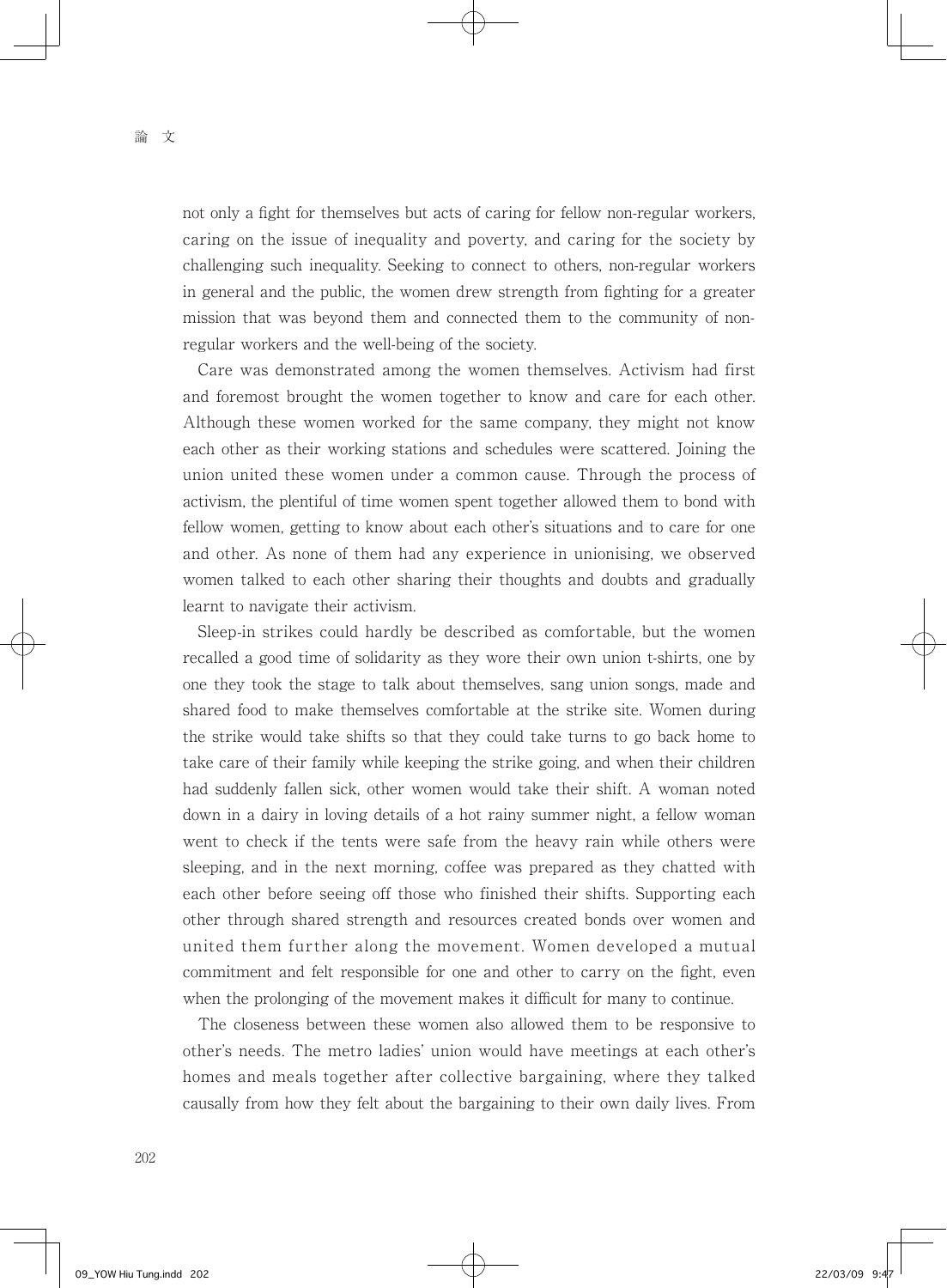not only a fight for themselves but acts of caring for fellow non-regular workers, caring on the issue of inequality and poverty, and caring for the society by challenging such inequality. Seeking to connect to others, non-regular workers in general and the public, the women drew strength from fighting for a greater mission that was beyond them and connected them to the community of non-regular workers and the well-being of the society.

Care was demonstrated among the women themselves. Activism had first and foremost brought the women together to know and care for each other. Although these women worked for the same company, they might not know each other as their working stations and schedules were scattered. Joining the union united these women under a common cause. Through the process of activism, the plentiful of time women spent together allowed them to bond with fellow women, getting to know about each other's situations and to care for one and other. As none of them had any experience in unionising, we observed women talked to each other sharing their thoughts and doubts and gradually learnt to navigate their activism.

Sleep-in strikes could hardly be described as comfortable, but the women recalled a good time of solidarity as they wore their own union t-shirts, one by one they took the stage to talk about themselves, sang union songs, made and shared food to make themselves comfortable at the strike site. Women during the strike would take shifts so that they could take turns to go back home to take care of their family while keeping the strike going, and when their children had suddenly fallen sick, other women would take their shift. A woman noted down in a dairy in loving details of a hot rainy summer night, a fellow woman went to check if the tents were safe from the heavy rain while others were sleeping, and in the next morning, coffee was prepared as they chatted with each other before seeing off those who finished their shifts. Supporting each other through shared strength and resources created bonds over women and united them further along the movement. Women developed a mutual commitment and felt responsible for one and other to carry on the fight, even when the prolonging of the movement makes it difficult for many to continue.

The closeness between these women also allowed them to be responsive to other's needs. The metro ladies' union would have meetings at each other's homes and meals together after collective bargaining, where they talked causally from how they felt about the bargaining to their own daily lives. From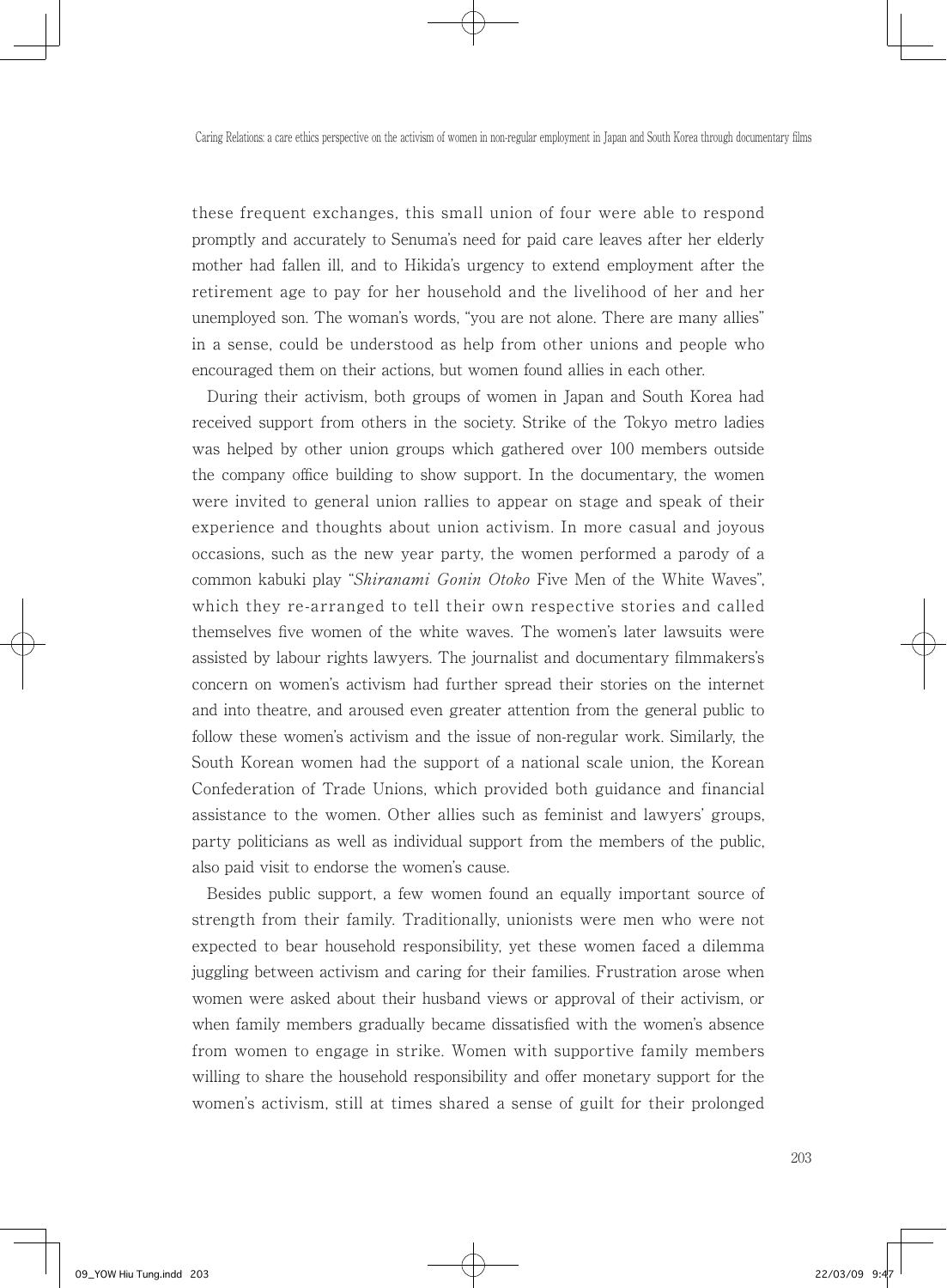these frequent exchanges, this small union of four were able to respond promptly and accurately to Senuma's need for paid care leaves after her elderly mother had fallen ill, and to Hikida's urgency to extend employment after the retirement age to pay for her household and the livelihood of her and her unemployed son. The woman's words, "you are not alone. There are many allies" in a sense, could be understood as help from other unions and people who encouraged them on their actions, but women found allies in each other.

During their activism, both groups of women in Japan and South Korea had received support from others in the society. Strike of the Tokyo metro ladies was helped by other union groups which gathered over 100 members outside the company office building to show support. In the documentary, the women were invited to general union rallies to appear on stage and speak of their experience and thoughts about union activism. In more casual and joyous occasions, such as the new year party, the women performed a parody of a common kabuki play "*Shiranami Gonin Otoko* Five Men of the White Waves", which they re-arranged to tell their own respective stories and called themselves five women of the white waves. The women's later lawsuits were assisted by labour rights lawyers. The journalist and documentary filmmakers's concern on women's activism had further spread their stories on the internet and into theatre, and aroused even greater attention from the general public to follow these women's activism and the issue of non-regular work. Similarly, the South Korean women had the support of a national scale union, the Korean Confederation of Trade Unions, which provided both guidance and financial assistance to the women. Other allies such as feminist and lawyers' groups, party politicians as well as individual support from the members of the public, also paid visit to endorse the women's cause.

Besides public support, a few women found an equally important source of strength from their family. Traditionally, unionists were men who were not expected to bear household responsibility, yet these women faced a dilemma juggling between activism and caring for their families. Frustration arose when women were asked about their husband views or approval of their activism, or when family members gradually became dissatisfied with the women's absence from women to engage in strike. Women with supportive family members willing to share the household responsibility and offer monetary support for the women's activism, still at times shared a sense of guilt for their prolonged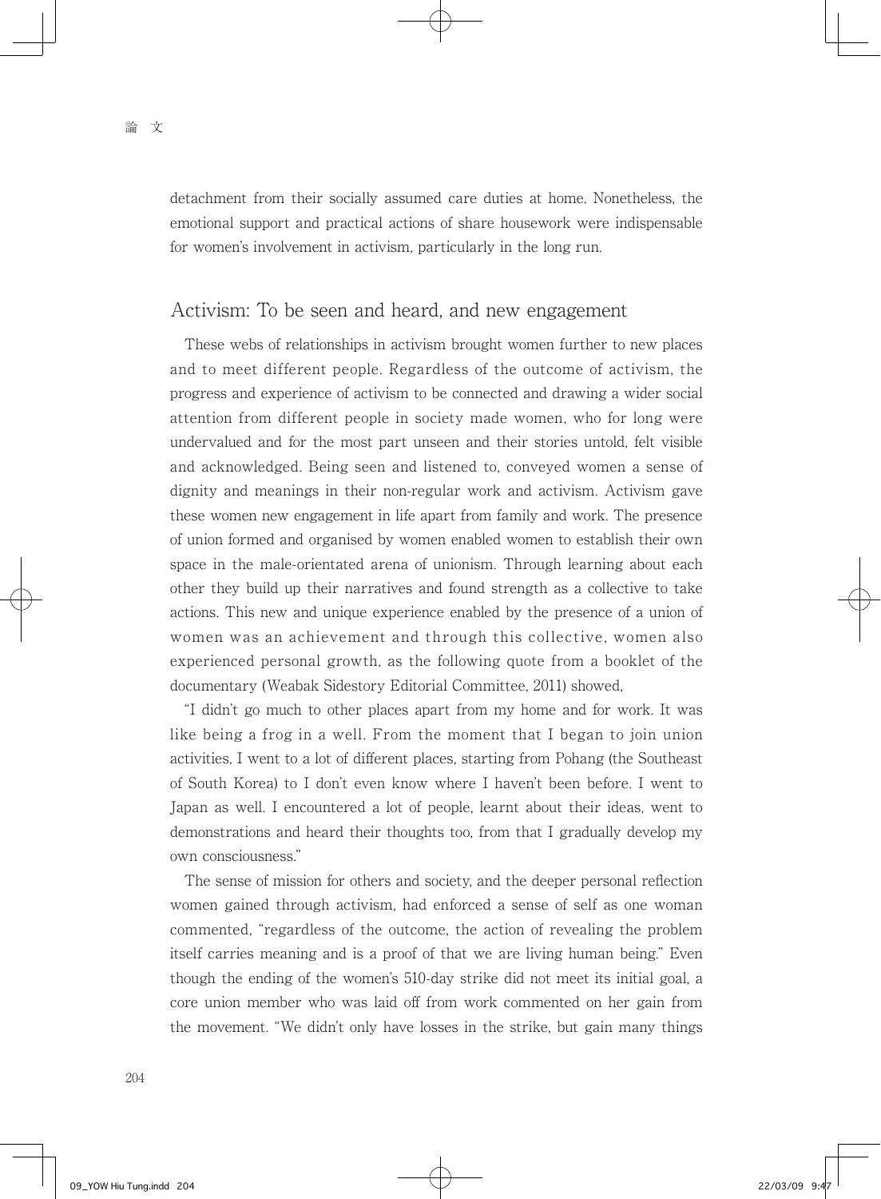detachment from their socially assumed care duties at home. Nonetheless, the emotional support and practical actions of share housework were indispensable for women's involvement in activism, particularly in the long run.

## Activism: To be seen and heard, and new engagement

These webs of relationships in activism brought women further to new places and to meet different people. Regardless of the outcome of activism, the progress and experience of activism to be connected and drawing a wider social attention from different people in society made women, who for long were undervalued and for the most part unseen and their stories untold, felt visible and acknowledged. Being seen and listened to, conveyed women a sense of dignity and meanings in their non-regular work and activism. Activism gave these women new engagement in life apart from family and work. The presence of union formed and organised by women enabled women to establish their own space in the male-orientated arena of unionism. Through learning about each other they build up their narratives and found strength as a collective to take actions. This new and unique experience enabled by the presence of a union of women was an achievement and through this collective, women also experienced personal growth, as the following quote from a booklet of the documentary (Weabak Sidestory Editorial Committee, 2011) showed,

"I didn't go much to other places apart from my home and for work. It was like being a frog in a well. From the moment that I began to join union activities, I went to a lot of different places, starting from Pohang (the Southeast of South Korea) to I don't even know where I haven't been before. I went to Japan as well. I encountered a lot of people, learnt about their ideas, went to demonstrations and heard their thoughts too, from that I gradually develop my own consciousness."

The sense of mission for others and society, and the deeper personal reflection women gained through activism, had enforced a sense of self as one woman commented, "regardless of the outcome, the action of revealing the problem itself carries meaning and is a proof of that we are living human being." Even though the ending of the women's 510-day strike did not meet its initial goal, a core union member who was laid off from work commented on her gain from the movement. "We didn't only have losses in the strike, but gain many things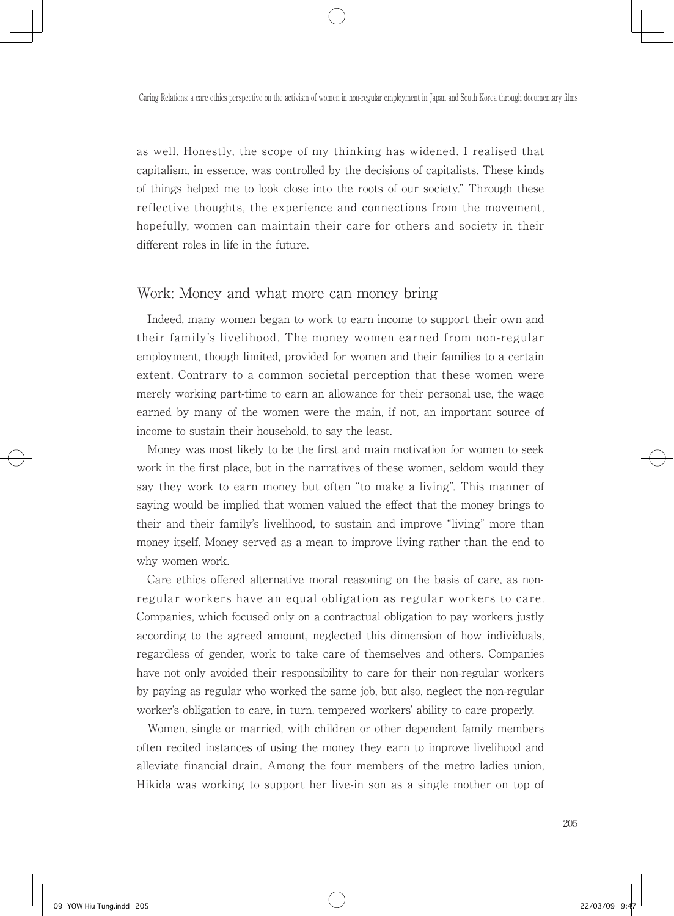as well. Honestly, the scope of my thinking has widened. I realised that capitalism, in essence, was controlled by the decisions of capitalists. These kinds of things helped me to look close into the roots of our society." Through these reflective thoughts, the experience and connections from the movement, hopefully, women can maintain their care for others and society in their different roles in life in the future.

## Work: Money and what more can money bring

Indeed, many women began to work to earn income to support their own and their family's livelihood. The money women earned from non-regular employment, though limited, provided for women and their families to a certain extent. Contrary to a common societal perception that these women were merely working part-time to earn an allowance for their personal use, the wage earned by many of the women were the main, if not, an important source of income to sustain their household, to say the least.

Money was most likely to be the first and main motivation for women to seek work in the first place, but in the narratives of these women, seldom would they say they work to earn money but often "to make a living". This manner of saying would be implied that women valued the effect that the money brings to their and their family's livelihood, to sustain and improve "living" more than money itself. Money served as a mean to improve living rather than the end to why women work.

Care ethics offered alternative moral reasoning on the basis of care, as non-regular workers have an equal obligation as regular workers to care. Companies, which focused only on a contractual obligation to pay workers justly according to the agreed amount, neglected this dimension of how individuals, regardless of gender, work to take care of themselves and others. Companies have not only avoided their responsibility to care for their non-regular workers by paying as regular who worked the same job, but also, neglect the non-regular worker's obligation to care, in turn, tempered workers' ability to care properly.

Women, single or married, with children or other dependent family members often recited instances of using the money they earn to improve livelihood and alleviate financial drain. Among the four members of the metro ladies union, Hikida was working to support her live-in son as a single mother on top of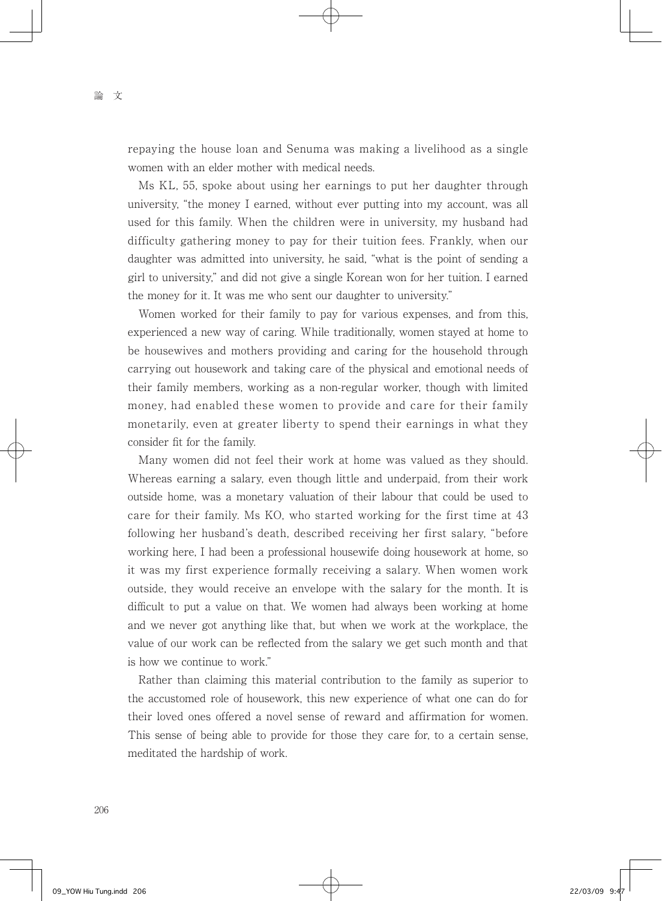repaying the house loan and Senuma was making a livelihood as a single women with an elder mother with medical needs.

Ms KL, 55, spoke about using her earnings to put her daughter through university, "the money I earned, without ever putting into my account, was all used for this family. When the children were in university, my husband had difficulty gathering money to pay for their tuition fees. Frankly, when our daughter was admitted into university, he said, "what is the point of sending a girl to university," and did not give a single Korean won for her tuition. I earned the money for it. It was me who sent our daughter to university."

Women worked for their family to pay for various expenses, and from this, experienced a new way of caring. While traditionally, women stayed at home to be housewives and mothers providing and caring for the household through carrying out housework and taking care of the physical and emotional needs of their family members, working as a non-regular worker, though with limited money, had enabled these women to provide and care for their family monetarily, even at greater liberty to spend their earnings in what they consider fit for the family.

Many women did not feel their work at home was valued as they should. Whereas earning a salary, even though little and underpaid, from their work outside home, was a monetary valuation of their labour that could be used to care for their family. Ms KO, who started working for the first time at 43 following her husband's death, described receiving her first salary, "before working here, I had been a professional housewife doing housework at home, so it was my first experience formally receiving a salary. When women work outside, they would receive an envelope with the salary for the month. It is difficult to put a value on that. We women had always been working at home and we never got anything like that, but when we work at the workplace, the value of our work can be reflected from the salary we get such month and that is how we continue to work."

Rather than claiming this material contribution to the family as superior to the accustomed role of housework, this new experience of what one can do for their loved ones offered a novel sense of reward and affirmation for women. This sense of being able to provide for those they care for, to a certain sense, meditated the hardship of work.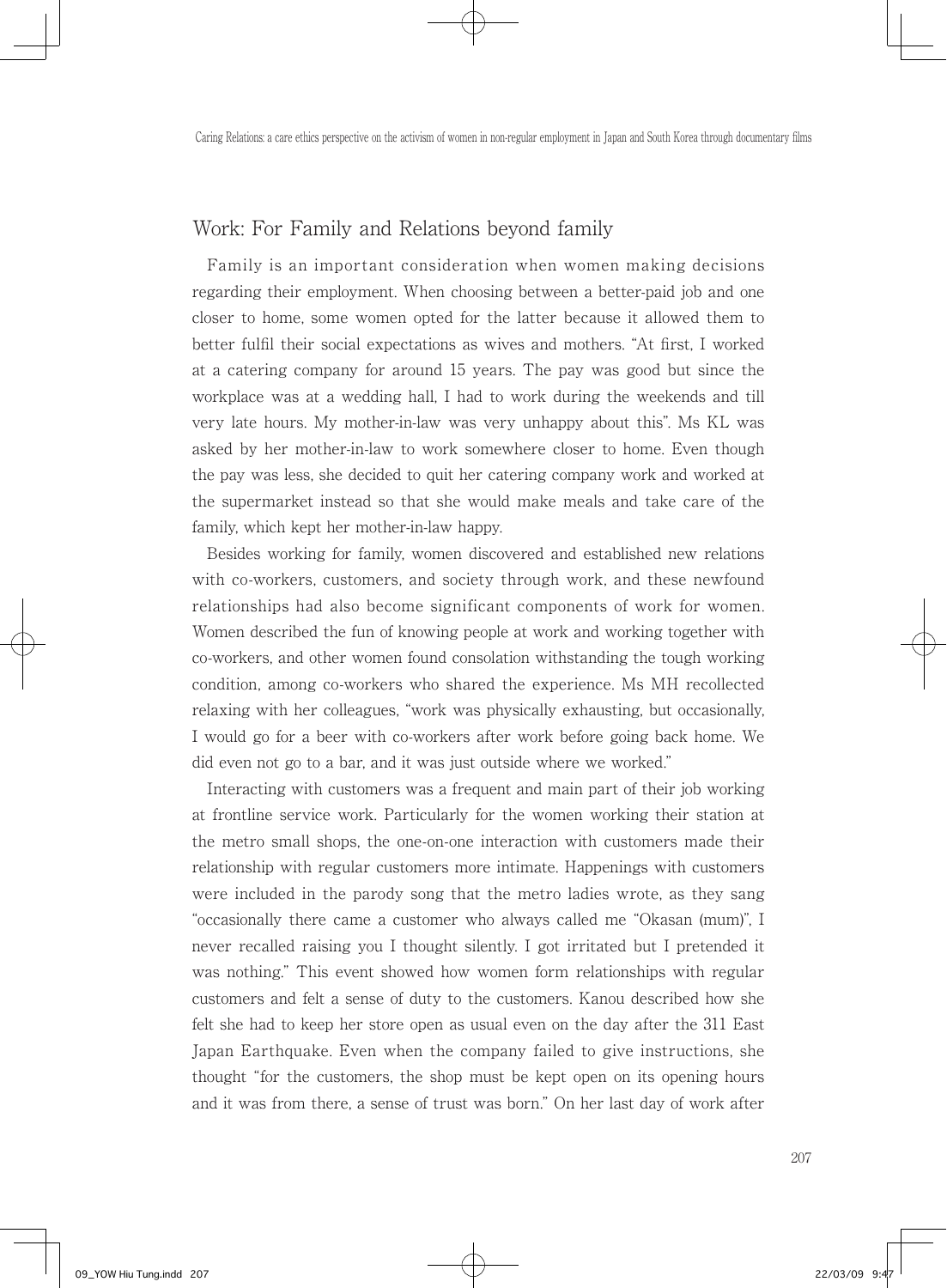## Work: For Family and Relations beyond family

Family is an important consideration when women making decisions regarding their employment. When choosing between a better-paid job and one closer to home, some women opted for the latter because it allowed them to better fulfil their social expectations as wives and mothers. "At first, I worked at a catering company for around 15 years. The pay was good but since the workplace was at a wedding hall, I had to work during the weekends and till very late hours. My mother-in-law was very unhappy about this". Ms KL was asked by her mother-in-law to work somewhere closer to home. Even though the pay was less, she decided to quit her catering company work and worked at the supermarket instead so that she would make meals and take care of the family, which kept her mother-in-law happy.

Besides working for family, women discovered and established new relations with co-workers, customers, and society through work, and these newfound relationships had also become significant components of work for women. Women described the fun of knowing people at work and working together with co-workers, and other women found consolation withstanding the tough working condition, among co-workers who shared the experience. Ms MH recollected relaxing with her colleagues, "work was physically exhausting, but occasionally, I would go for a beer with co-workers after work before going back home. We did even not go to a bar, and it was just outside where we worked."

Interacting with customers was a frequent and main part of their job working at frontline service work. Particularly for the women working their station at the metro small shops, the one-on-one interaction with customers made their relationship with regular customers more intimate. Happenings with customers were included in the parody song that the metro ladies wrote, as they sang "occasionally there came a customer who always called me "Okasan (mum)", I never recalled raising you I thought silently. I got irritated but I pretended it was nothing." This event showed how women form relationships with regular customers and felt a sense of duty to the customers. Kanou described how she felt she had to keep her store open as usual even on the day after the 311 East Japan Earthquake. Even when the company failed to give instructions, she thought "for the customers, the shop must be kept open on its opening hours and it was from there, a sense of trust was born." On her last day of work after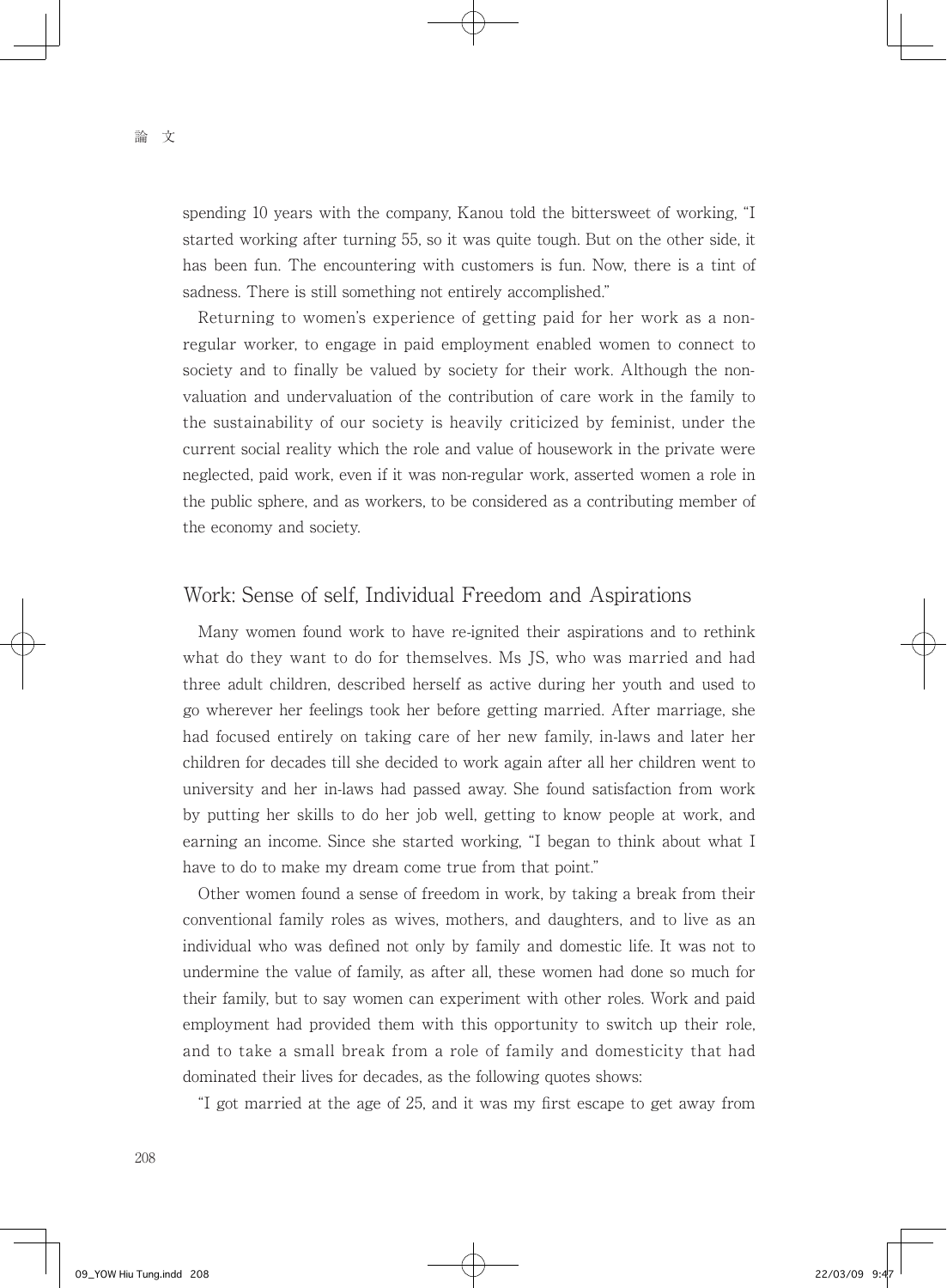spending 10 years with the company, Kanou told the bittersweet of working, "I started working after turning 55, so it was quite tough. But on the other side, it has been fun. The encountering with customers is fun. Now, there is a tint of sadness. There is still something not entirely accomplished."

Returning to women's experience of getting paid for her work as a non-regular worker, to engage in paid employment enabled women to connect to society and to finally be valued by society for their work. Although the non-valuation and undervaluation of the contribution of care work in the family to the sustainability of our society is heavily criticized by feminist, under the current social reality which the role and value of housework in the private were neglected, paid work, even if it was non-regular work, asserted women a role in the public sphere, and as workers, to be considered as a contributing member of the economy and society.

## Work: Sense of self, Individual Freedom and Aspirations

Many women found work to have re-ignited their aspirations and to rethink what do they want to do for themselves. Ms JS, who was married and had three adult children, described herself as active during her youth and used to go wherever her feelings took her before getting married. After marriage, she had focused entirely on taking care of her new family, in-laws and later her children for decades till she decided to work again after all her children went to university and her in-laws had passed away. She found satisfaction from work by putting her skills to do her job well, getting to know people at work, and earning an income. Since she started working, "I began to think about what I have to do to make my dream come true from that point."

Other women found a sense of freedom in work, by taking a break from their conventional family roles as wives, mothers, and daughters, and to live as an individual who was defined not only by family and domestic life. It was not to undermine the value of family, as after all, these women had done so much for their family, but to say women can experiment with other roles. Work and paid employment had provided them with this opportunity to switch up their role, and to take a small break from a role of family and domesticity that had dominated their lives for decades, as the following quotes shows:

"I got married at the age of 25, and it was my first escape to get away from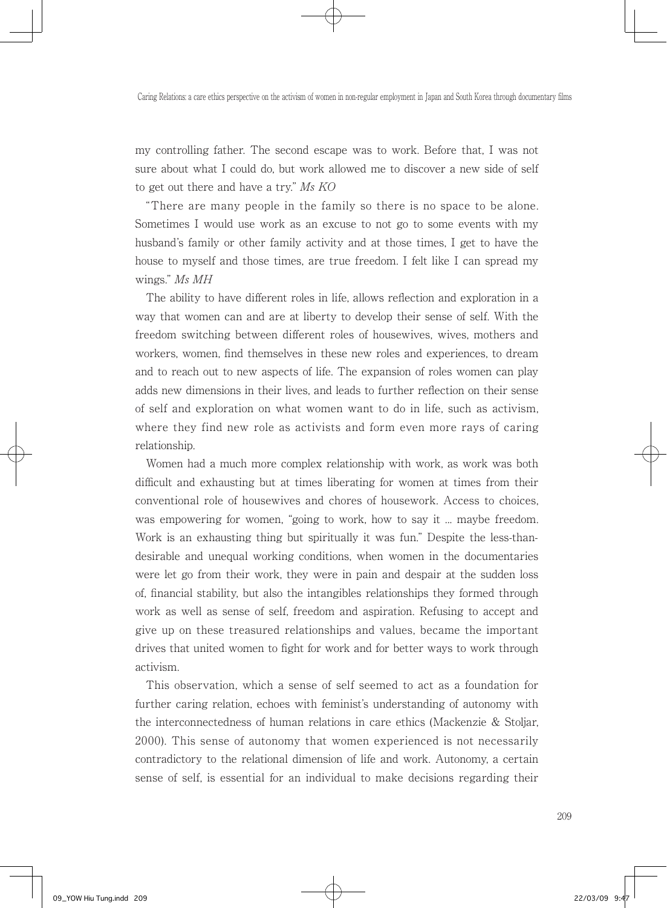my controlling father. The second escape was to work. Before that, I was not sure about what I could do, but work allowed me to discover a new side of self to get out there and have a try." *Ms KO*

"There are many people in the family so there is no space to be alone. Sometimes I would use work as an excuse to not go to some events with my husband's family or other family activity and at those times, I get to have the house to myself and those times, are true freedom. I felt like I can spread my wings." *Ms MH*

The ability to have different roles in life, allows reflection and exploration in a way that women can and are at liberty to develop their sense of self. With the freedom switching between different roles of housewives, wives, mothers and workers, women, find themselves in these new roles and experiences, to dream and to reach out to new aspects of life. The expansion of roles women can play adds new dimensions in their lives, and leads to further reflection on their sense of self and exploration on what women want to do in life, such as activism, where they find new role as activists and form even more rays of caring relationship.

Women had a much more complex relationship with work, as work was both difficult and exhausting but at times liberating for women at times from their conventional role of housewives and chores of housework. Access to choices, was empowering for women, "going to work, how to say it ... maybe freedom. Work is an exhausting thing but spiritually it was fun." Despite the less-than-desirable and unequal working conditions, when women in the documentaries were let go from their work, they were in pain and despair at the sudden loss of, financial stability, but also the intangibles relationships they formed through work as well as sense of self, freedom and aspiration. Refusing to accept and give up on these treasured relationships and values, became the important drives that united women to fight for work and for better ways to work through activism.

This observation, which a sense of self seemed to act as a foundation for further caring relation, echoes with feminist's understanding of autonomy with the interconnectedness of human relations in care ethics (Mackenzie & Stoljar, 2000). This sense of autonomy that women experienced is not necessarily contradictory to the relational dimension of life and work. Autonomy, a certain sense of self, is essential for an individual to make decisions regarding their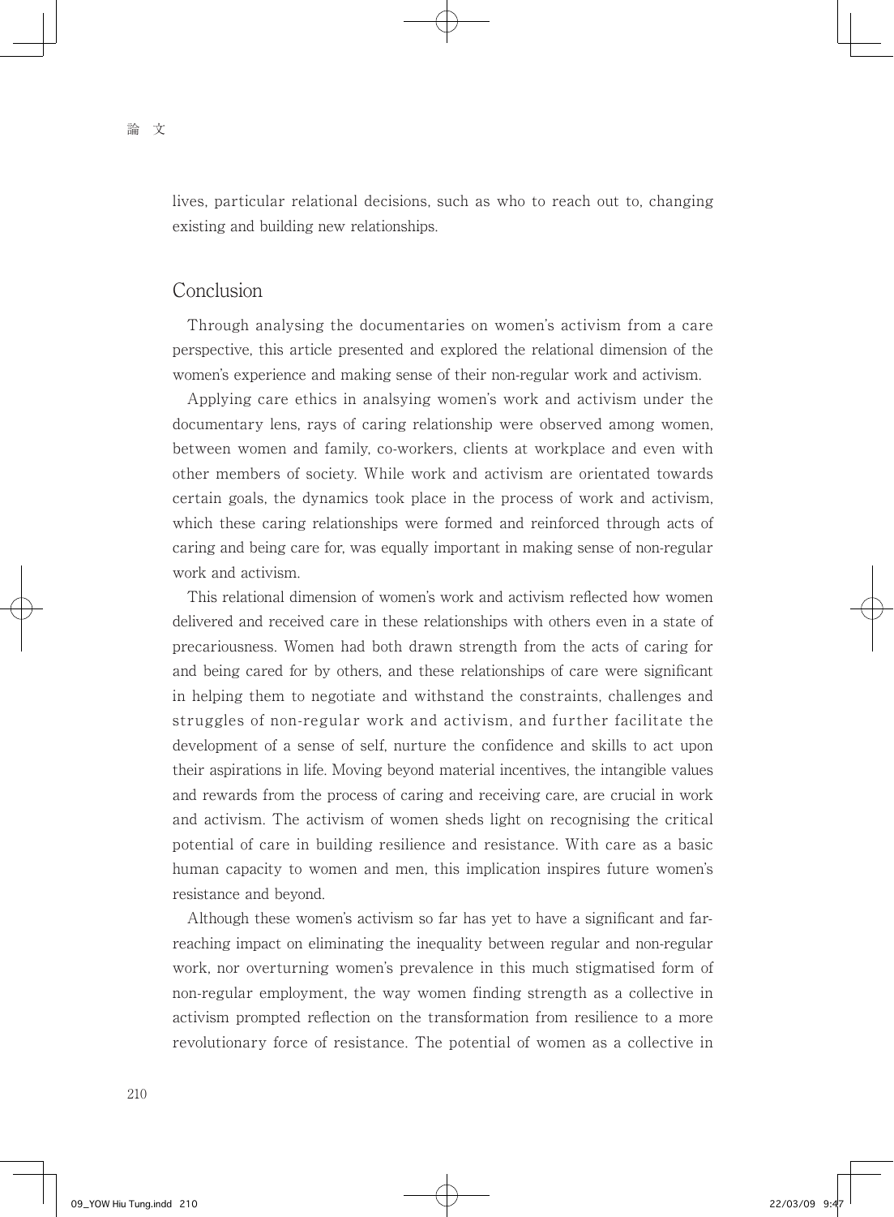lives, particular relational decisions, such as who to reach out to, changing existing and building new relationships.

## Conclusion

Through analysing the documentaries on women's activism from a care perspective, this article presented and explored the relational dimension of the women's experience and making sense of their non-regular work and activism.

Applying care ethics in analsying women's work and activism under the documentary lens, rays of caring relationship were observed among women, between women and family, co-workers, clients at workplace and even with other members of society. While work and activism are orientated towards certain goals, the dynamics took place in the process of work and activism, which these caring relationships were formed and reinforced through acts of caring and being care for, was equally important in making sense of non-regular work and activism.

This relational dimension of women's work and activism reflected how women delivered and received care in these relationships with others even in a state of precariousness. Women had both drawn strength from the acts of caring for and being cared for by others, and these relationships of care were significant in helping them to negotiate and withstand the constraints, challenges and struggles of non-regular work and activism, and further facilitate the development of a sense of self, nurture the confidence and skills to act upon their aspirations in life. Moving beyond material incentives, the intangible values and rewards from the process of caring and receiving care, are crucial in work and activism. The activism of women sheds light on recognising the critical potential of care in building resilience and resistance. With care as a basic human capacity to women and men, this implication inspires future women's resistance and beyond.

Although these women's activism so far has yet to have a significant and far-reaching impact on eliminating the inequality between regular and non-regular work, nor overturning women's prevalence in this much stigmatised form of non-regular employment, the way women finding strength as a collective in activism prompted reflection on the transformation from resilience to a more revolutionary force of resistance. The potential of women as a collective in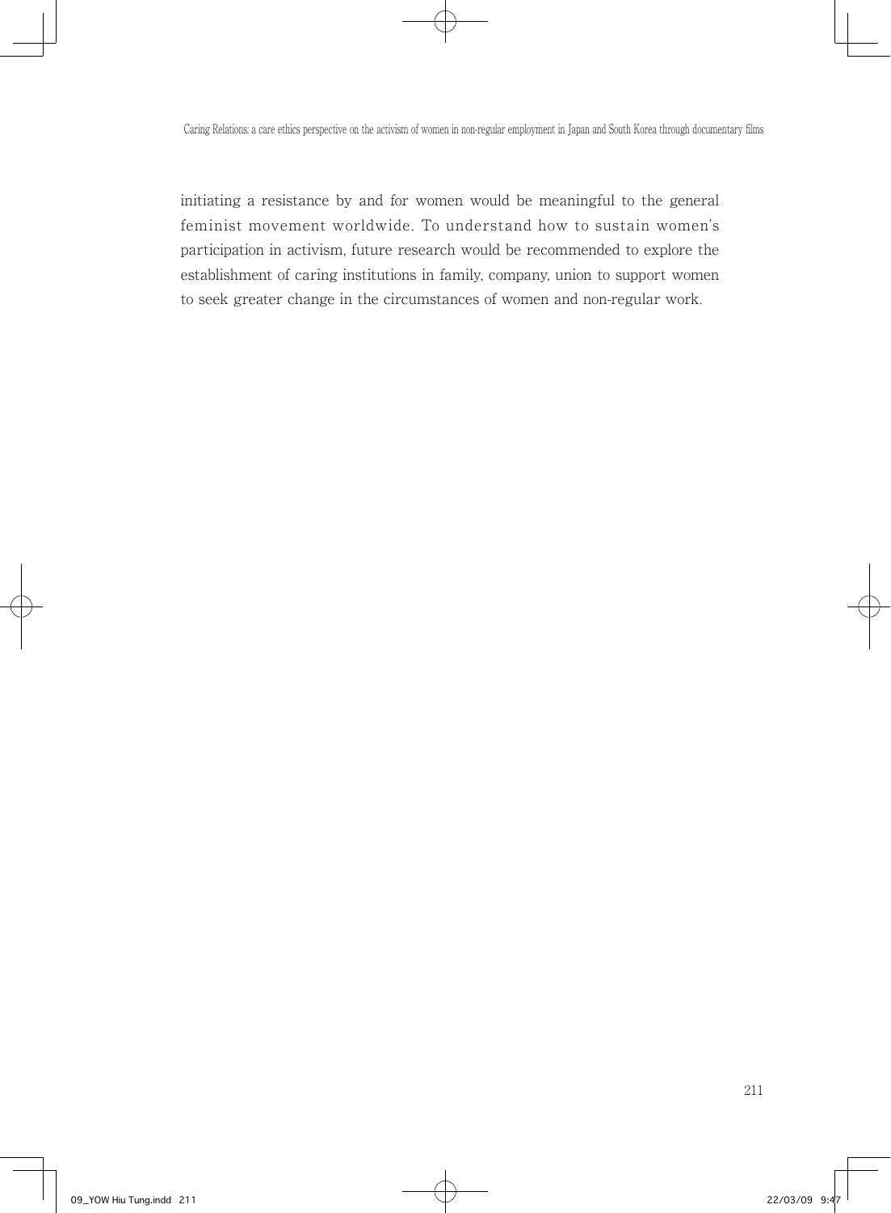initiating a resistance by and for women would be meaningful to the general feminist movement worldwide. To understand how to sustain women's participation in activism, future research would be recommended to explore the establishment of caring institutions in family, company, union to support women to seek greater change in the circumstances of women and non-regular work.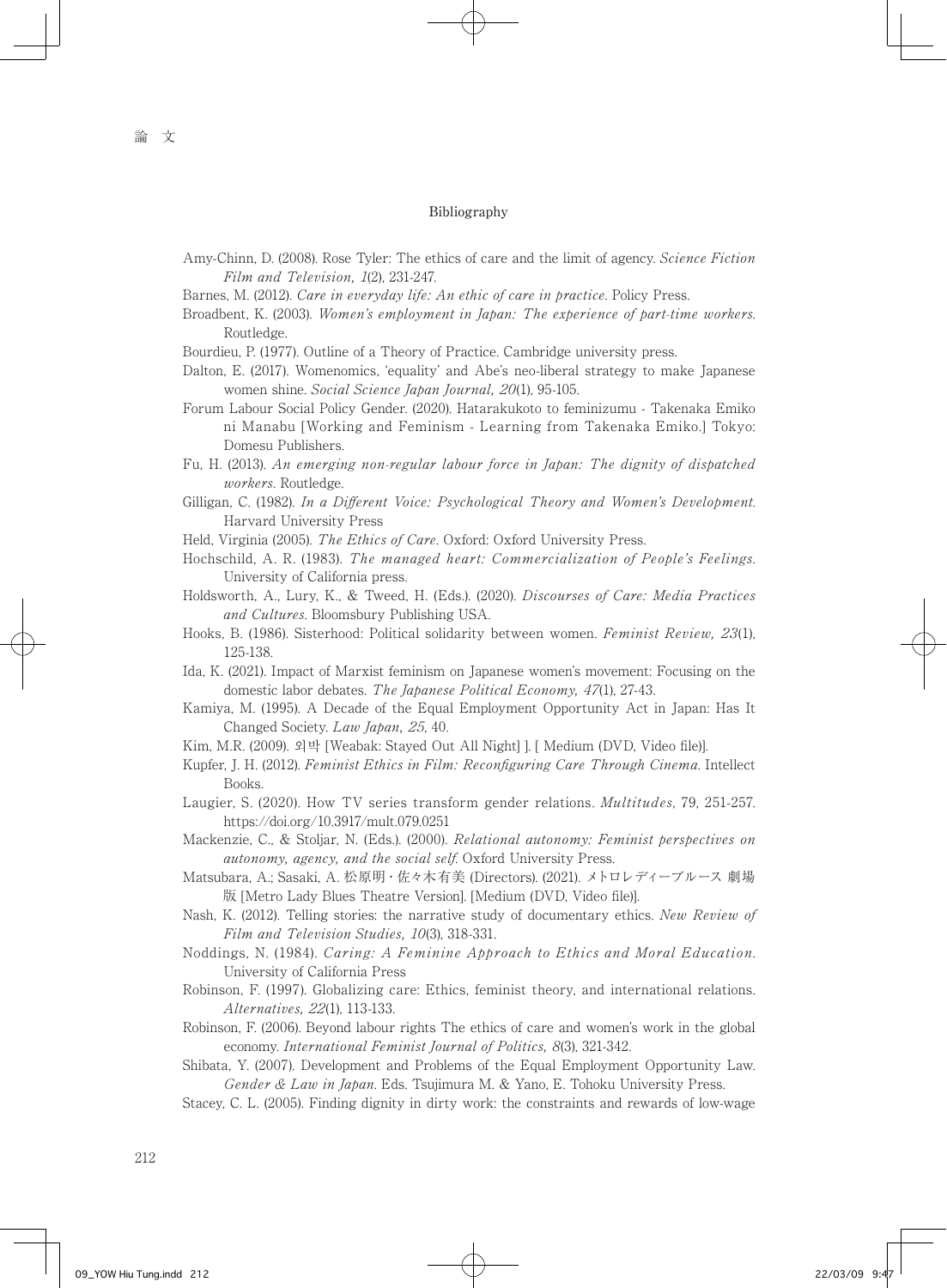## Bibliography

Amy-Chinn, D. (2008). Rose Tyler: The ethics of care and the limit of agency. *Science Fiction Film and Television, 1*(2), 231-247.

Barnes, M. (2012). *Care in everyday life: An ethic of care in practice*. Policy Press.

Broadbent, K. (2003). *Women's employment in Japan: The experience of part-time workers*. Routledge.

Bourdieu, P. (1977). Outline of a Theory of Practice. Cambridge university press.

Dalton, E. (2017). Womenomics, 'equality' and Abe's neo-liberal strategy to make Japanese women shine. *Social Science Japan Journal, 20*(1), 95-105.

Forum Labour Social Policy Gender. (2020). Hatarakukoto to feminizumu - Takenaka Emiko ni Manabu [Working and Feminism - Learning from Takenaka Emiko.] Tokyo: Domesu Publishers.

Fu, H. (2013). *An emerging non-regular labour force in Japan: The dignity of dispatched workers*. Routledge.

Gilligan, C. (1982). *In a Different Voice: Psychological Theory and Women's Development*. Harvard University Press

Held, Virginia (2005). *The Ethics of Care*. Oxford: Oxford University Press.

Hochschild, A. R. (1983). *The managed heart: Commercialization of People's Feelings*. University of California press.

Holdsworth, A., Lury, K., & Tweed, H. (Eds.). (2020). *Discourses of Care: Media Practices and Cultures*. Bloomsbury Publishing USA.

Hooks, B. (1986). Sisterhood: Political solidarity between women. *Feminist Review, 23*(1), 125-138.

Ida, K. (2021). Impact of Marxist feminism on Japanese women's movement: Focusing on the domestic labor debates. *The Japanese Political Economy, 47*(1), 27-43.

Kamiya, M. (1995). A Decade of the Equal Employment Opportunity Act in Japan: Has It Changed Society. *Law Japan, 25*, 40.

Kim, M.R. (2009). 외박 [Weabak: Stayed Out All Night] ]. [ Medium (DVD, Video file)].

Kupfer, J. H. (2012). *Feminist Ethics in Film: Reconfiguring Care Through Cinema*. Intellect Books.

Laugier, S. (2020). How TV series transform gender relations. *Multitudes*, 79, 251-257. https://doi.org/10.3917/mult.079.0251

Mackenzie, C., & Stoljar, N. (Eds.). (2000). *Relational autonomy: Feminist perspectives on autonomy, agency, and the social self*. Oxford University Press.

Matsubara, A.; Sasaki, A. 松原明・佐々木有美 (Directors). (2021). メトロレディーブルース 劇場版 [Metro Lady Blues Theatre Version]. [Medium (DVD, Video file)].

Nash, K. (2012). Telling stories: the narrative study of documentary ethics. *New Review of Film and Television Studies, 10*(3), 318-331.

Noddings, N. (1984). *Caring: A Feminine Approach to Ethics and Moral Education*. University of California Press

Robinson, F. (1997). Globalizing care: Ethics, feminist theory, and international relations. *Alternatives, 22*(1), 113-133.

Robinson, F. (2006). Beyond labour rights The ethics of care and women's work in the global economy. *International Feminist Journal of Politics, 8*(3), 321-342.

Shibata, Y. (2007). Development and Problems of the Equal Employment Opportunity Law. *Gender & Law in Japan*. Eds. Tsujimura M. & Yano, E. Tohoku University Press.

Stacey, C. L. (2005). Finding dignity in dirty work: the constraints and rewards of low-wage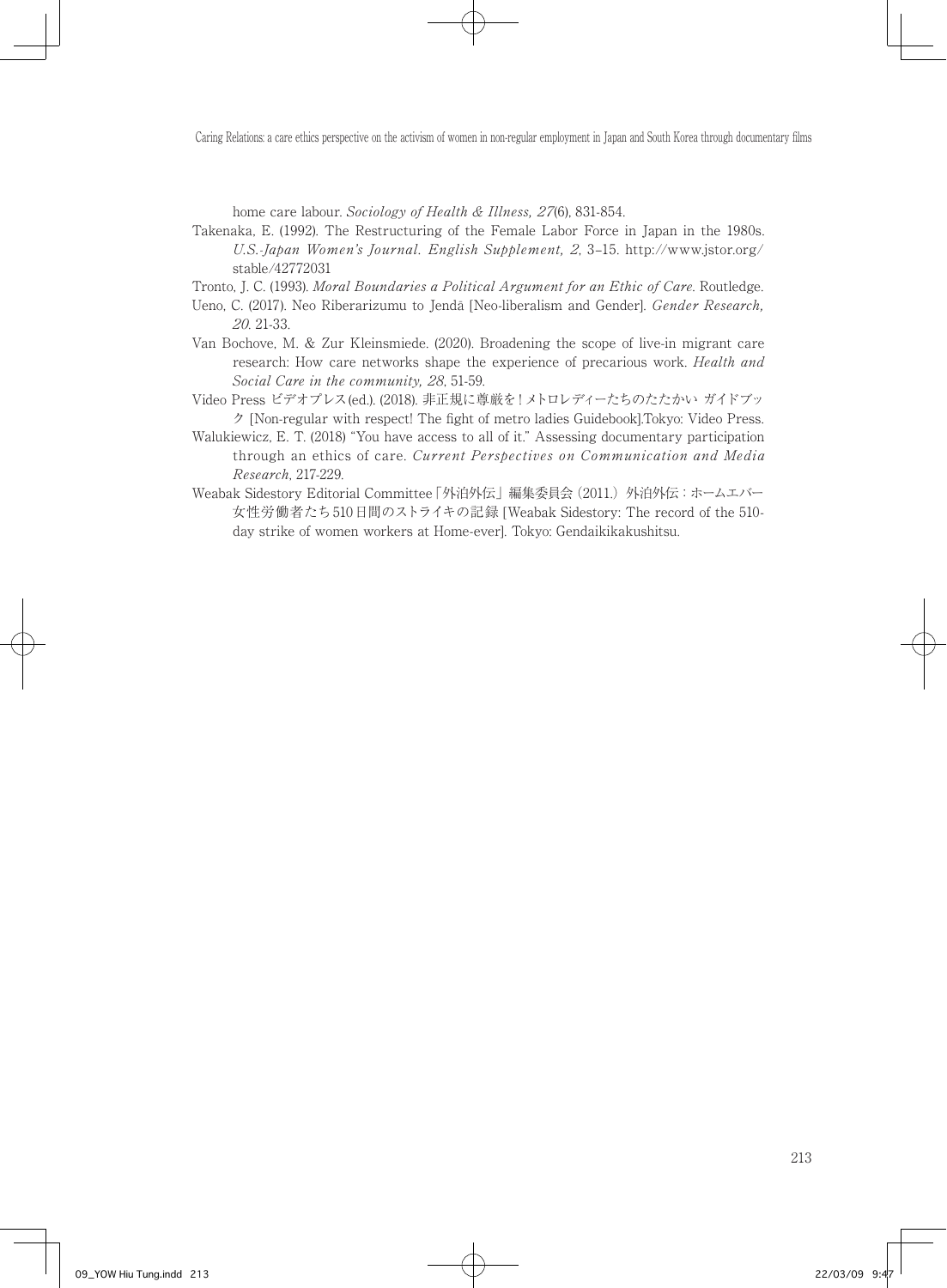home care labour. *Sociology of Health & Illness, 27*(6), 831-854.

Takenaka, E. (1992). The Restructuring of the Female Labor Force in Japan in the 1980s. *U.S.-Japan Women's Journal. English Supplement, 2*, 3–15. http://www.jstor.org/stable/42772031

Tronto, J. C. (1993). *Moral Boundaries a Political Argument for an Ethic of Care*. Routledge.

Ueno, C. (2017). Neo Riberarizumu to Jendā [Neo-liberalism and Gender]. *Gender Research, 20*. 21-33.

Van Bochove, M. & Zur Kleinsmiede. (2020). Broadening the scope of live-in migrant care research: How care networks shape the experience of precarious work. *Health and Social Care in the community, 28*, 51-59.

Video Press ビデオプレス(ed.). (2018). 非正規に尊厳を！メトロレディーたちのたたかい ガイドブック [Non-regular with respect! The fight of metro ladies Guidebook].Tokyo: Video Press.

Walukiewicz, E. T. (2018) "You have access to all of it." Assessing documentary participation through an ethics of care. *Current Perspectives on Communication and Media Research*, 217-229.

Weabak Sidestory Editorial Committee「外泊外伝」編集委員会 (2011.) 外泊外伝：ホームエバー女性労働者たち510日間のストライキの記録 [Weabak Sidestory: The record of the 510-day strike of women workers at Home-ever]. Tokyo: Gendaikikakushitsu.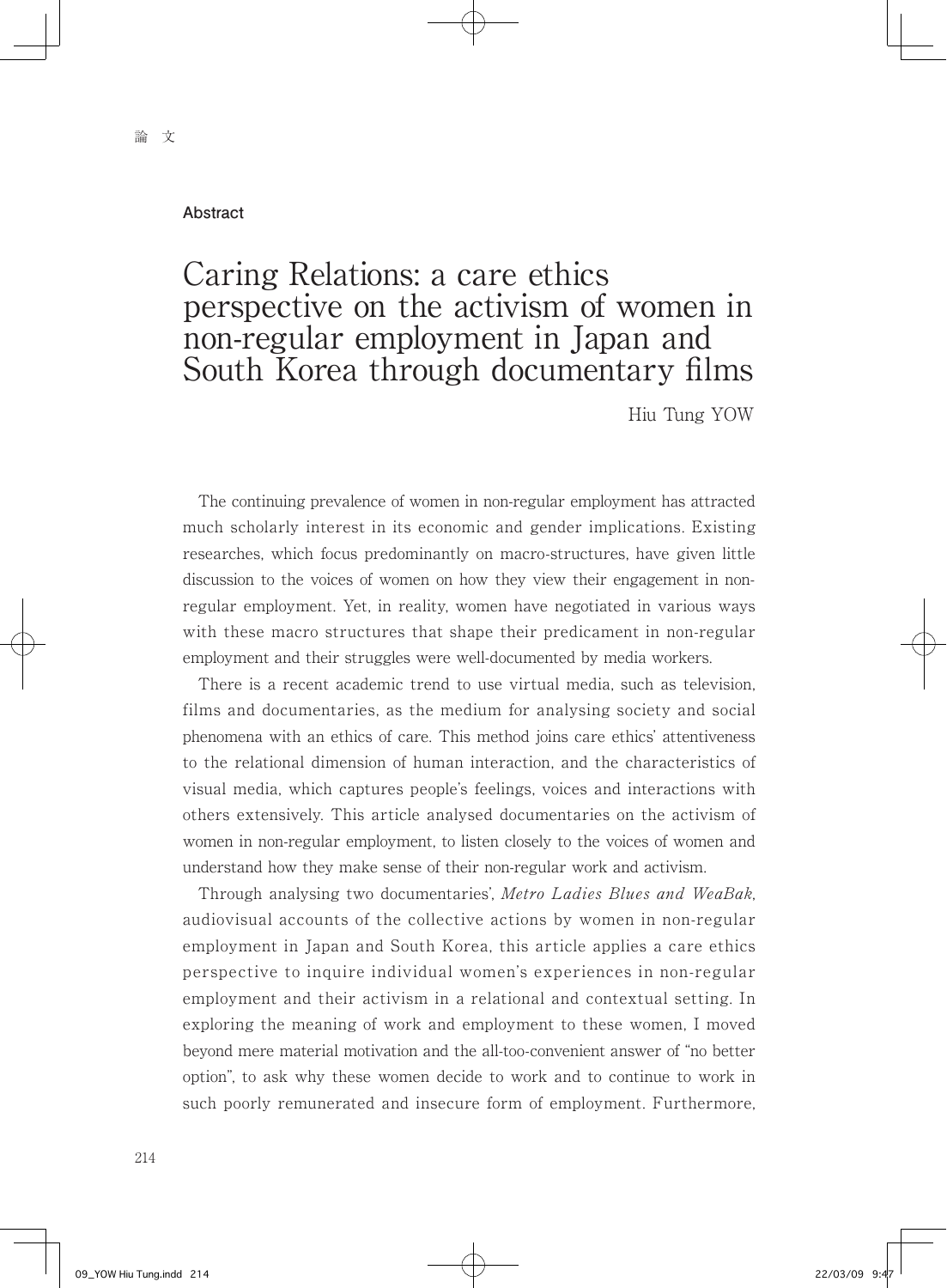論　文

**Abstract**

# Caring Relations: a care ethics perspective on the activism of women in non-regular employment in Japan and South Korea through documentary films

Hiu Tung YOW

The continuing prevalence of women in non-regular employment has attracted much scholarly interest in its economic and gender implications. Existing researches, which focus predominantly on macro-structures, have given little discussion to the voices of women on how they view their engagement in non-regular employment. Yet, in reality, women have negotiated in various ways with these macro structures that shape their predicament in non-regular employment and their struggles were well-documented by media workers.

There is a recent academic trend to use virtual media, such as television, films and documentaries, as the medium for analysing society and social phenomena with an ethics of care. This method joins care ethics' attentiveness to the relational dimension of human interaction, and the characteristics of visual media, which captures people's feelings, voices and interactions with others extensively. This article analysed documentaries on the activism of women in non-regular employment, to listen closely to the voices of women and understand how they make sense of their non-regular work and activism.

Through analysing two documentaries', *Metro Ladies Blues and WeaBak*, audiovisual accounts of the collective actions by women in non-regular employment in Japan and South Korea, this article applies a care ethics perspective to inquire individual women's experiences in non-regular employment and their activism in a relational and contextual setting. In exploring the meaning of work and employment to these women, I moved beyond mere material motivation and the all-too-convenient answer of "no better option", to ask why these women decide to work and to continue to work in such poorly remunerated and insecure form of employment. Furthermore,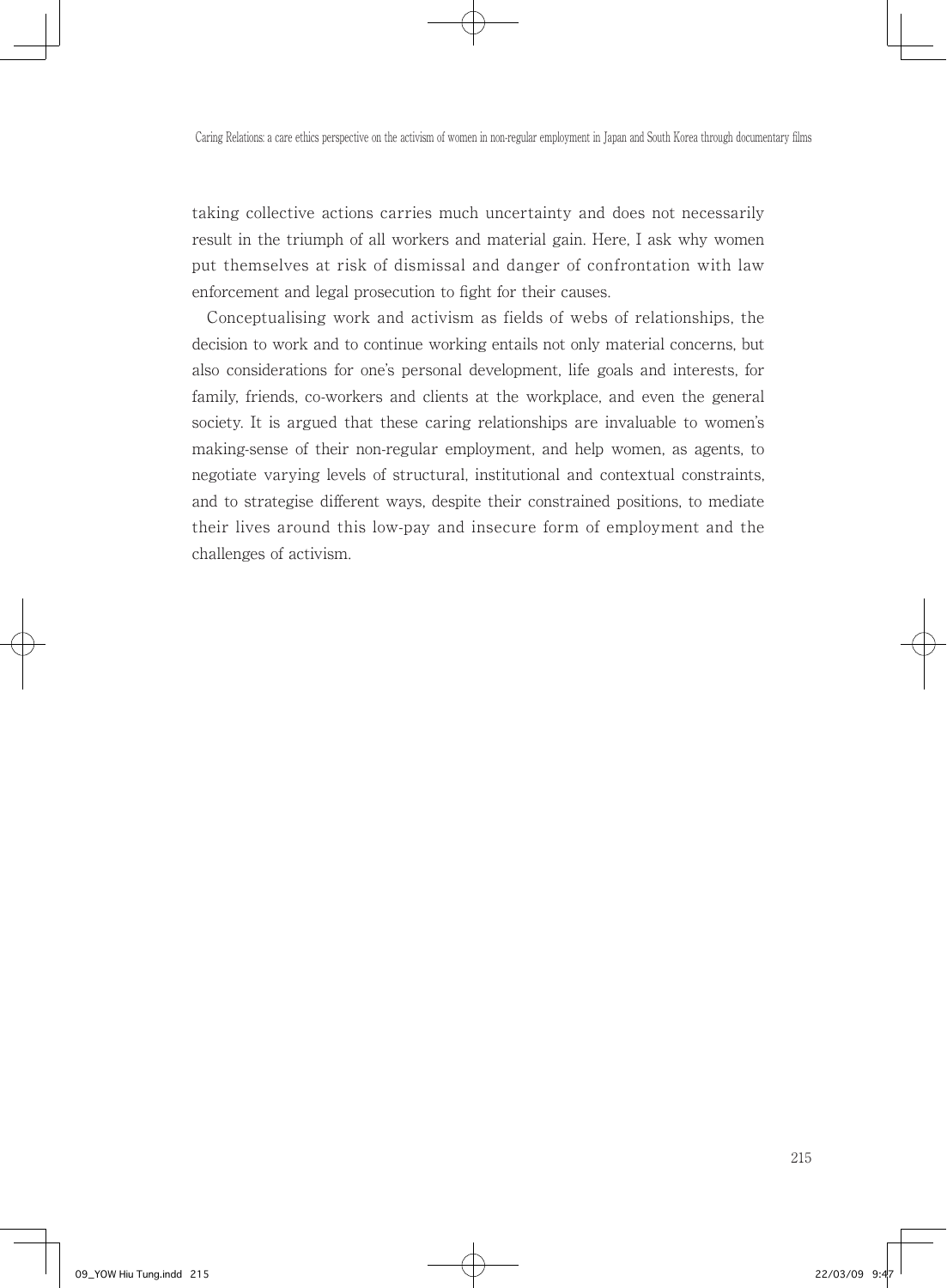taking collective actions carries much uncertainty and does not necessarily result in the triumph of all workers and material gain. Here, I ask why women put themselves at risk of dismissal and danger of confrontation with law enforcement and legal prosecution to fight for their causes.

Conceptualising work and activism as fields of webs of relationships, the decision to work and to continue working entails not only material concerns, but also considerations for one's personal development, life goals and interests, for family, friends, co-workers and clients at the workplace, and even the general society. It is argued that these caring relationships are invaluable to women's making-sense of their non-regular employment, and help women, as agents, to negotiate varying levels of structural, institutional and contextual constraints, and to strategise different ways, despite their constrained positions, to mediate their lives around this low-pay and insecure form of employment and the challenges of activism.